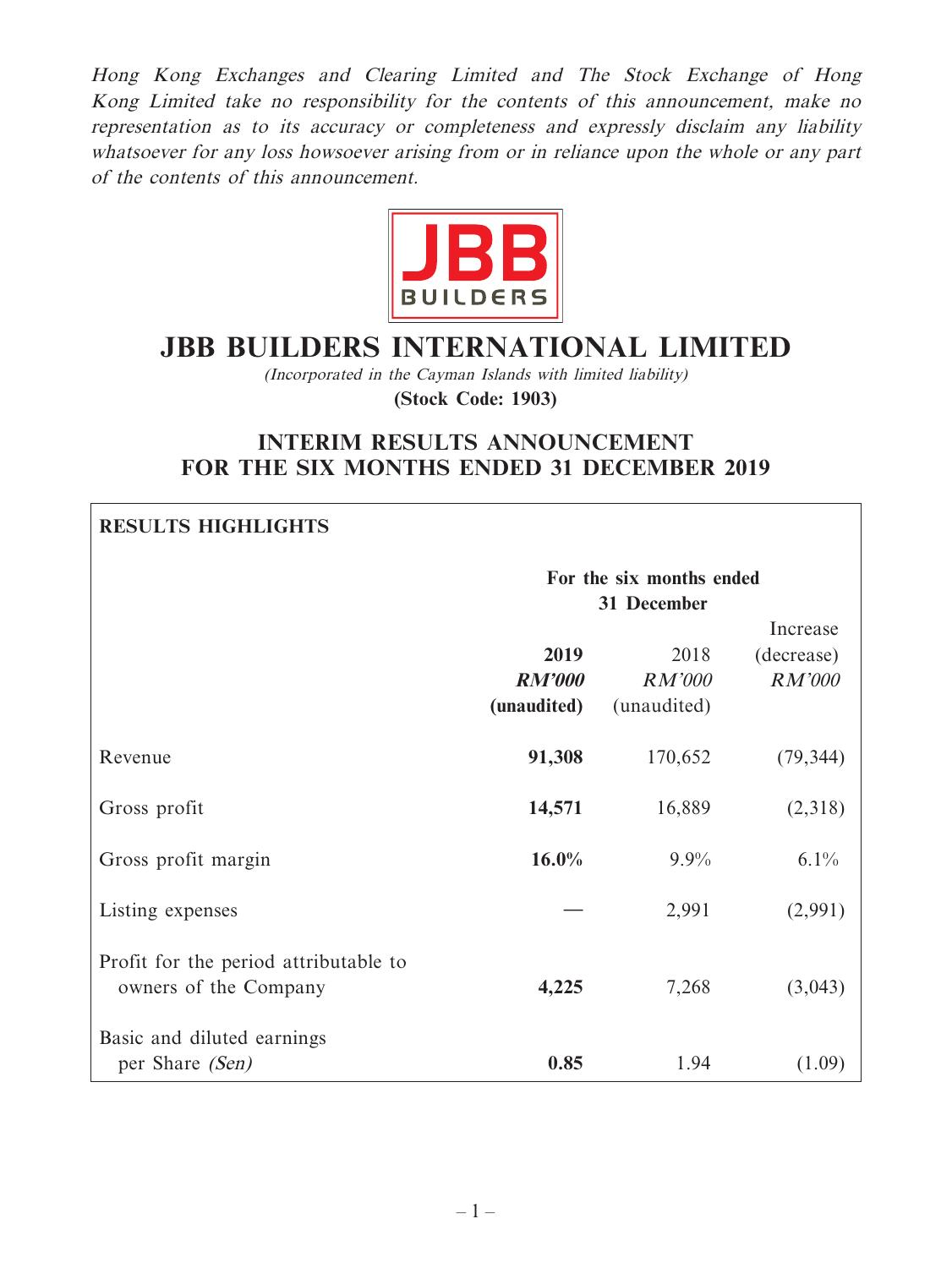*Hong Kong Exchanges and Clearing Limited and The Stock Exchange of Hong Kong Limited take no responsibility for the contents of this announcement, make no representation as to its accuracy or completeness and expressly disclaim any liability whatsoever for any loss howsoever arising from or in reliance upon the whole or any part of the contents of this announcement.*

JBB BUILDERS

# JBB BUILDERS INTERNATIONAL LIMITED

*(Incorporated in the Cayman Islands with limited liability)*

**(Stock Code: 1903)**

## INTERIM RESULTS ANNOUNCEMENT FOR THE SIX MONTHS ENDED 31 DECEMBER 2019

**RESULTS HIGHLIGHTS**

| | For the six months ended 31 December | | |
|---|---|---|---|
| | **2019** | 2018 | Increase (decrease) |
| | ***RM'000*** | *RM'000* | *RM'000* |
| | **(unaudited)** | (unaudited) | |
| Revenue | **91,308** | 170,652 | (79,344) |
| Gross profit | **14,571** | 16,889 | (2,318) |
| Gross profit margin | **16.0%** | 9.9% | 6.1% |
| Listing expenses | **—** | 2,991 | (2,991) |
| Profit for the period attributable to owners of the Company | **4,225** | 7,268 | (3,043) |
| Basic and diluted earnings per Share *(Sen)* | **0.85** | 1.94 | (1.09) |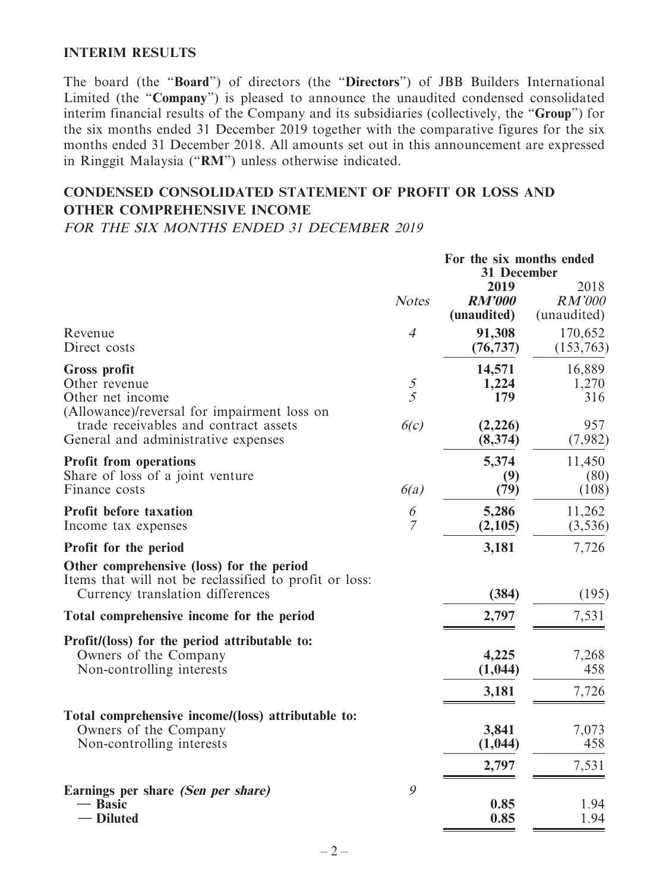## INTERIM RESULTS

The board (the "**Board**") of directors (the "**Directors**") of JBB Builders International Limited (the "**Company**") is pleased to announce the unaudited condensed consolidated interim financial results of the Company and its subsidiaries (collectively, the "**Group**") for the six months ended 31 December 2019 together with the comparative figures for the six months ended 31 December 2018. All amounts set out in this announcement are expressed in Ringgit Malaysia ("**RM**") unless otherwise indicated.

## CONDENSED CONSOLIDATED STATEMENT OF PROFIT OR LOSS AND OTHER COMPREHENSIVE INCOME

*FOR THE SIX MONTHS ENDED 31 DECEMBER 2019*

| | | For the six months ended 31 December | |
|---|---|---|---|
| | *Notes* | **2019** | 2018 |
| | | ***RM'000*** | *RM'000* |
| | | **(unaudited)** | (unaudited) |
| Revenue | *4* | **91,308** | 170,652 |
| Direct costs | | **(76,737)** | (153,763) |
| **Gross profit** | | **14,571** | 16,889 |
| Other revenue | *5* | **1,224** | 1,270 |
| Other net income | *5* | **179** | 316 |
| (Allowance)/reversal for impairment loss on trade receivables and contract assets | *6(c)* | **(2,226)** | 957 |
| General and administrative expenses | | **(8,374)** | (7,982) |
| **Profit from operations** | | **5,374** | 11,450 |
| Share of loss of a joint venture | | **(9)** | (80) |
| Finance costs | *6(a)* | **(79)** | (108) |
| **Profit before taxation** | *6* | **5,286** | 11,262 |
| Income tax expenses | *7* | **(2,105)** | (3,536) |
| **Profit for the period** | | **3,181** | 7,726 |
| **Other comprehensive (loss) for the period** | | | |
| Items that will not be reclassified to profit or loss: | | | |
| Currency translation differences | | **(384)** | (195) |
| **Total comprehensive income for the period** | | **2,797** | 7,531 |
| **Profit/(loss) for the period attributable to:** | | | |
| Owners of the Company | | **4,225** | 7,268 |
| Non-controlling interests | | **(1,044)** | 458 |
| | | **3,181** | 7,726 |
| **Total comprehensive income/(loss) attributable to:** | | | |
| Owners of the Company | | **3,841** | 7,073 |
| Non-controlling interests | | **(1,044)** | 458 |
| | | **2,797** | 7,531 |
| **Earnings per share** ***(Sen per share)*** | *9* | | |
| **— Basic** | | **0.85** | 1.94 |
| **— Diluted** | | **0.85** | 1.94 |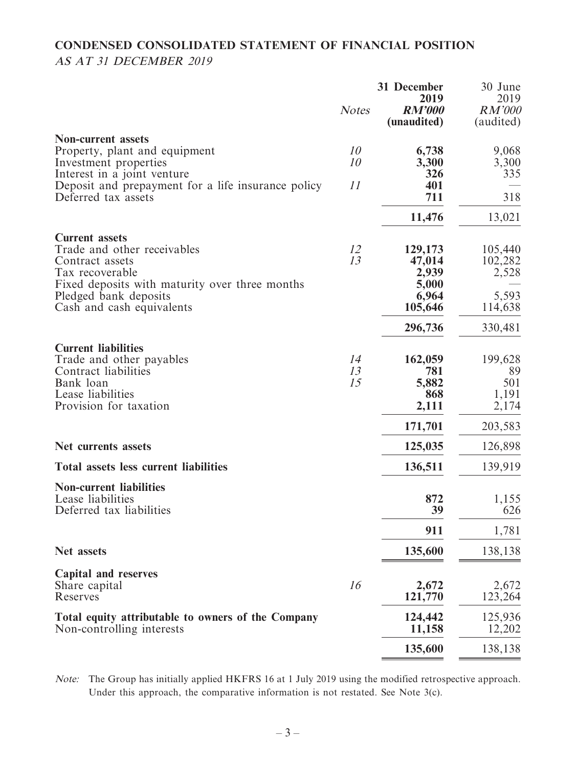# CONDENSED CONSOLIDATED STATEMENT OF FINANCIAL POSITION

*AS AT 31 DECEMBER 2019*

| | *Notes* | **31 December 2019 *RM'000* (unaudited)** | 30 June 2019 *RM'000* (audited) |
|---|---|---|---|
| **Non-current assets** | | | |
| Property, plant and equipment | *10* | **6,738** | 9,068 |
| Investment properties | *10* | **3,300** | 3,300 |
| Interest in a joint venture | | **326** | 335 |
| Deposit and prepayment for a life insurance policy | *11* | **401** | — |
| Deferred tax assets | | **711** | 318 |
| | | **11,476** | 13,021 |
| **Current assets** | | | |
| Trade and other receivables | *12* | **129,173** | 105,440 |
| Contract assets | *13* | **47,014** | 102,282 |
| Tax recoverable | | **2,939** | 2,528 |
| Fixed deposits with maturity over three months | | **5,000** | — |
| Pledged bank deposits | | **6,964** | 5,593 |
| Cash and cash equivalents | | **105,646** | 114,638 |
| | | **296,736** | 330,481 |
| **Current liabilities** | | | |
| Trade and other payables | *14* | **162,059** | 199,628 |
| Contract liabilities | *13* | **781** | 89 |
| Bank loan | *15* | **5,882** | 501 |
| Lease liabilities | | **868** | 1,191 |
| Provision for taxation | | **2,111** | 2,174 |
| | | **171,701** | 203,583 |
| **Net currents assets** | | **125,035** | 126,898 |
| **Total assets less current liabilities** | | **136,511** | 139,919 |
| **Non-current liabilities** | | | |
| Lease liabilities | | **872** | 1,155 |
| Deferred tax liabilities | | **39** | 626 |
| | | **911** | 1,781 |
| **Net assets** | | **135,600** | 138,138 |
| **Capital and reserves** | | | |
| Share capital | *16* | **2,672** | 2,672 |
| Reserves | | **121,770** | 123,264 |
| **Total equity attributable to owners of the Company** | | **124,442** | 125,936 |
| Non-controlling interests | | **11,158** | 12,202 |
| | | **135,600** | 138,138 |

*Note:* The Group has initially applied HKFRS 16 at 1 July 2019 using the modified retrospective approach. Under this approach, the comparative information is not restated. See Note 3(c).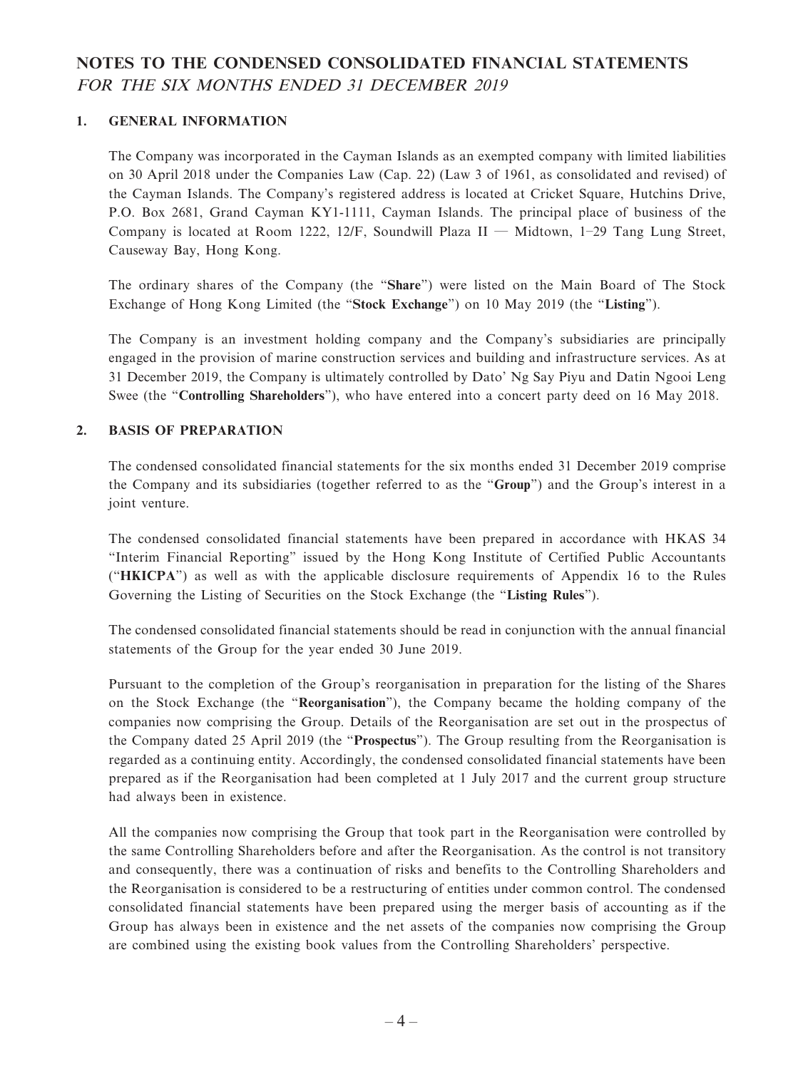# NOTES TO THE CONDENSED CONSOLIDATED FINANCIAL STATEMENTS
*FOR THE SIX MONTHS ENDED 31 DECEMBER 2019*

## 1. GENERAL INFORMATION

The Company was incorporated in the Cayman Islands as an exempted company with limited liabilities on 30 April 2018 under the Companies Law (Cap. 22) (Law 3 of 1961, as consolidated and revised) of the Cayman Islands. The Company's registered address is located at Cricket Square, Hutchins Drive, P.O. Box 2681, Grand Cayman KY1-1111, Cayman Islands. The principal place of business of the Company is located at Room 1222, 12/F, Soundwill Plaza II — Midtown, 1–29 Tang Lung Street, Causeway Bay, Hong Kong.

The ordinary shares of the Company (the "**Share**") were listed on the Main Board of The Stock Exchange of Hong Kong Limited (the "**Stock Exchange**") on 10 May 2019 (the "**Listing**").

The Company is an investment holding company and the Company's subsidiaries are principally engaged in the provision of marine construction services and building and infrastructure services. As at 31 December 2019, the Company is ultimately controlled by Dato' Ng Say Piyu and Datin Ngooi Leng Swee (the "**Controlling Shareholders**"), who have entered into a concert party deed on 16 May 2018.

## 2. BASIS OF PREPARATION

The condensed consolidated financial statements for the six months ended 31 December 2019 comprise the Company and its subsidiaries (together referred to as the "**Group**") and the Group's interest in a joint venture.

The condensed consolidated financial statements have been prepared in accordance with HKAS 34 "Interim Financial Reporting" issued by the Hong Kong Institute of Certified Public Accountants ("**HKICPA**") as well as with the applicable disclosure requirements of Appendix 16 to the Rules Governing the Listing of Securities on the Stock Exchange (the "**Listing Rules**").

The condensed consolidated financial statements should be read in conjunction with the annual financial statements of the Group for the year ended 30 June 2019.

Pursuant to the completion of the Group's reorganisation in preparation for the listing of the Shares on the Stock Exchange (the "**Reorganisation**"), the Company became the holding company of the companies now comprising the Group. Details of the Reorganisation are set out in the prospectus of the Company dated 25 April 2019 (the "**Prospectus**"). The Group resulting from the Reorganisation is regarded as a continuing entity. Accordingly, the condensed consolidated financial statements have been prepared as if the Reorganisation had been completed at 1 July 2017 and the current group structure had always been in existence.

All the companies now comprising the Group that took part in the Reorganisation were controlled by the same Controlling Shareholders before and after the Reorganisation. As the control is not transitory and consequently, there was a continuation of risks and benefits to the Controlling Shareholders and the Reorganisation is considered to be a restructuring of entities under common control. The condensed consolidated financial statements have been prepared using the merger basis of accounting as if the Group has always been in existence and the net assets of the companies now comprising the Group are combined using the existing book values from the Controlling Shareholders' perspective.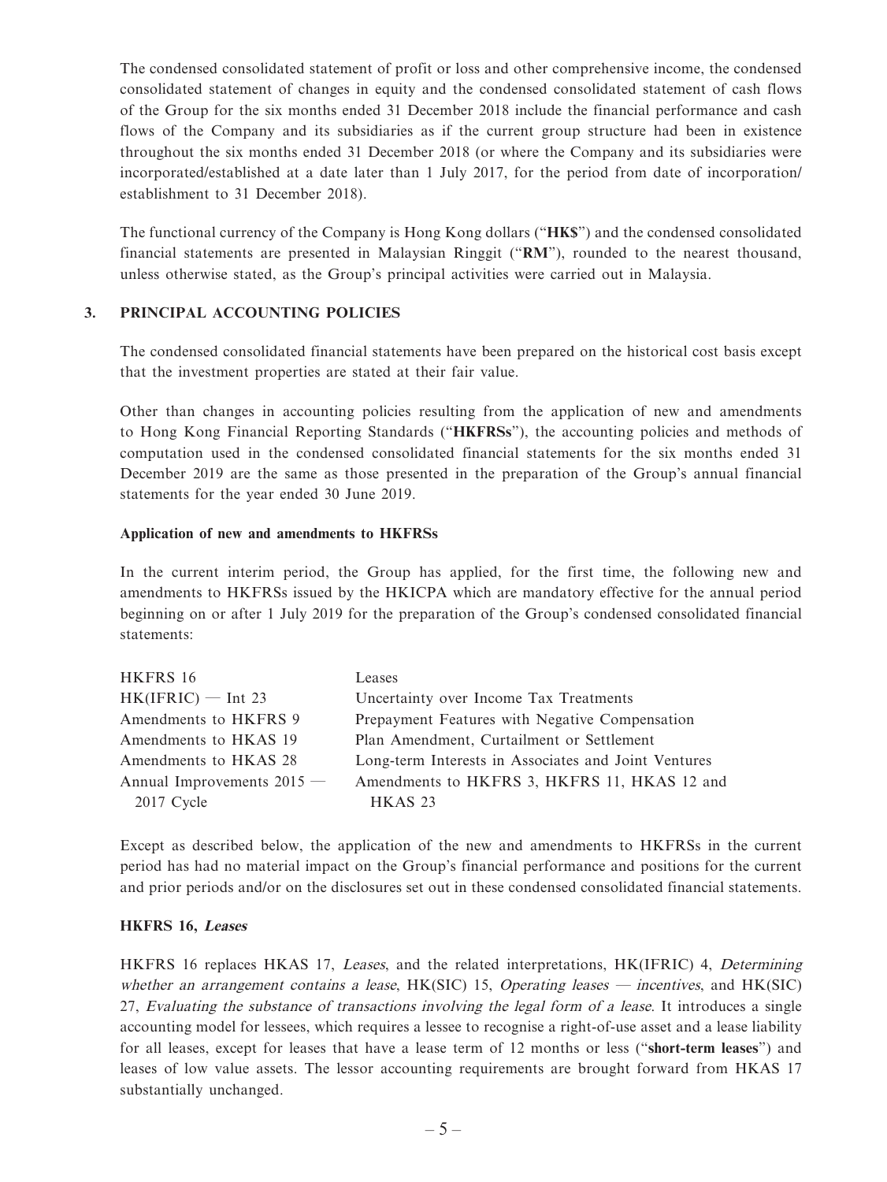The condensed consolidated statement of profit or loss and other comprehensive income, the condensed consolidated statement of changes in equity and the condensed consolidated statement of cash flows of the Group for the six months ended 31 December 2018 include the financial performance and cash flows of the Company and its subsidiaries as if the current group structure had been in existence throughout the six months ended 31 December 2018 (or where the Company and its subsidiaries were incorporated/established at a date later than 1 July 2017, for the period from date of incorporation/ establishment to 31 December 2018).

The functional currency of the Company is Hong Kong dollars ("**HK$**") and the condensed consolidated financial statements are presented in Malaysian Ringgit ("**RM**"), rounded to the nearest thousand, unless otherwise stated, as the Group's principal activities were carried out in Malaysia.

## 3. PRINCIPAL ACCOUNTING POLICIES

The condensed consolidated financial statements have been prepared on the historical cost basis except that the investment properties are stated at their fair value.

Other than changes in accounting policies resulting from the application of new and amendments to Hong Kong Financial Reporting Standards ("**HKFRSs**"), the accounting policies and methods of computation used in the condensed consolidated financial statements for the six months ended 31 December 2019 are the same as those presented in the preparation of the Group's annual financial statements for the year ended 30 June 2019.

**Application of new and amendments to HKFRSs**

In the current interim period, the Group has applied, for the first time, the following new and amendments to HKFRSs issued by the HKICPA which are mandatory effective for the annual period beginning on or after 1 July 2019 for the preparation of the Group's condensed consolidated financial statements:

| | |
|---|---|
| HKFRS 16 | Leases |
| HK(IFRIC) — Int 23 | Uncertainty over Income Tax Treatments |
| Amendments to HKFRS 9 | Prepayment Features with Negative Compensation |
| Amendments to HKAS 19 | Plan Amendment, Curtailment or Settlement |
| Amendments to HKAS 28 | Long-term Interests in Associates and Joint Ventures |
| Annual Improvements 2015 — 2017 Cycle | Amendments to HKFRS 3, HKFRS 11, HKAS 12 and HKAS 23 |

Except as described below, the application of the new and amendments to HKFRSs in the current period has had no material impact on the Group's financial performance and positions for the current and prior periods and/or on the disclosures set out in these condensed consolidated financial statements.

**HKFRS 16, *Leases***

HKFRS 16 replaces HKAS 17, *Leases*, and the related interpretations, HK(IFRIC) 4, *Determining whether an arrangement contains a lease*, HK(SIC) 15, *Operating leases — incentives*, and HK(SIC) 27, *Evaluating the substance of transactions involving the legal form of a lease*. It introduces a single accounting model for lessees, which requires a lessee to recognise a right-of-use asset and a lease liability for all leases, except for leases that have a lease term of 12 months or less ("**short-term leases**") and leases of low value assets. The lessor accounting requirements are brought forward from HKAS 17 substantially unchanged.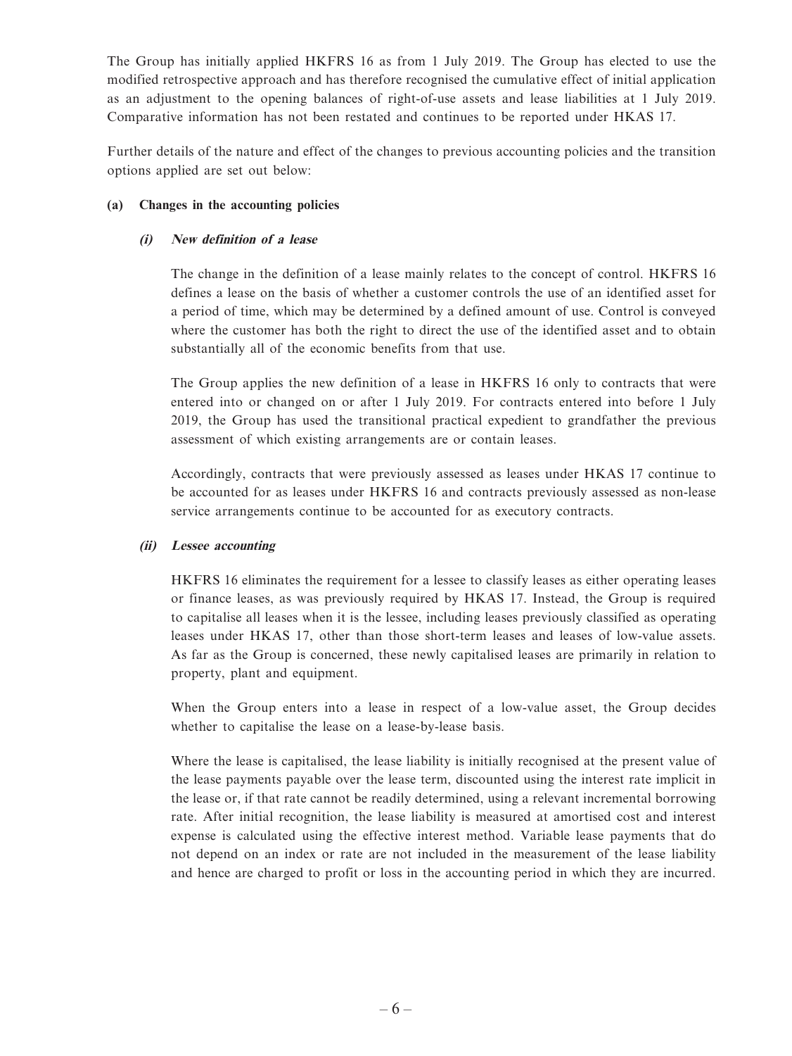The Group has initially applied HKFRS 16 as from 1 July 2019. The Group has elected to use the modified retrospective approach and has therefore recognised the cumulative effect of initial application as an adjustment to the opening balances of right-of-use assets and lease liabilities at 1 July 2019. Comparative information has not been restated and continues to be reported under HKAS 17.

Further details of the nature and effect of the changes to previous accounting policies and the transition options applied are set out below:

**(a) Changes in the accounting policies**

***(i) New definition of a lease***

The change in the definition of a lease mainly relates to the concept of control. HKFRS 16 defines a lease on the basis of whether a customer controls the use of an identified asset for a period of time, which may be determined by a defined amount of use. Control is conveyed where the customer has both the right to direct the use of the identified asset and to obtain substantially all of the economic benefits from that use.

The Group applies the new definition of a lease in HKFRS 16 only to contracts that were entered into or changed on or after 1 July 2019. For contracts entered into before 1 July 2019, the Group has used the transitional practical expedient to grandfather the previous assessment of which existing arrangements are or contain leases.

Accordingly, contracts that were previously assessed as leases under HKAS 17 continue to be accounted for as leases under HKFRS 16 and contracts previously assessed as non-lease service arrangements continue to be accounted for as executory contracts.

***(ii) Lessee accounting***

HKFRS 16 eliminates the requirement for a lessee to classify leases as either operating leases or finance leases, as was previously required by HKAS 17. Instead, the Group is required to capitalise all leases when it is the lessee, including leases previously classified as operating leases under HKAS 17, other than those short-term leases and leases of low-value assets. As far as the Group is concerned, these newly capitalised leases are primarily in relation to property, plant and equipment.

When the Group enters into a lease in respect of a low-value asset, the Group decides whether to capitalise the lease on a lease-by-lease basis.

Where the lease is capitalised, the lease liability is initially recognised at the present value of the lease payments payable over the lease term, discounted using the interest rate implicit in the lease or, if that rate cannot be readily determined, using a relevant incremental borrowing rate. After initial recognition, the lease liability is measured at amortised cost and interest expense is calculated using the effective interest method. Variable lease payments that do not depend on an index or rate are not included in the measurement of the lease liability and hence are charged to profit or loss in the accounting period in which they are incurred.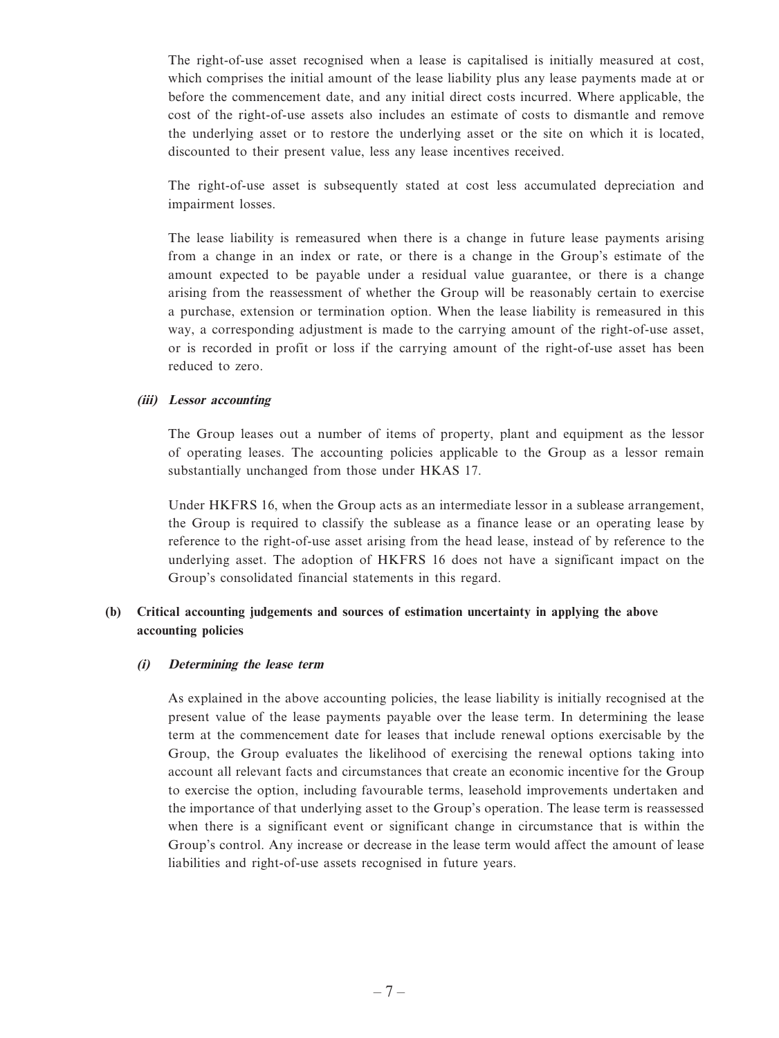The right-of-use asset recognised when a lease is capitalised is initially measured at cost, which comprises the initial amount of the lease liability plus any lease payments made at or before the commencement date, and any initial direct costs incurred. Where applicable, the cost of the right-of-use assets also includes an estimate of costs to dismantle and remove the underlying asset or to restore the underlying asset or the site on which it is located, discounted to their present value, less any lease incentives received.

The right-of-use asset is subsequently stated at cost less accumulated depreciation and impairment losses.

The lease liability is remeasured when there is a change in future lease payments arising from a change in an index or rate, or there is a change in the Group's estimate of the amount expected to be payable under a residual value guarantee, or there is a change arising from the reassessment of whether the Group will be reasonably certain to exercise a purchase, extension or termination option. When the lease liability is remeasured in this way, a corresponding adjustment is made to the carrying amount of the right-of-use asset, or is recorded in profit or loss if the carrying amount of the right-of-use asset has been reduced to zero.

***(iii) Lessor accounting***

The Group leases out a number of items of property, plant and equipment as the lessor of operating leases. The accounting policies applicable to the Group as a lessor remain substantially unchanged from those under HKAS 17.

Under HKFRS 16, when the Group acts as an intermediate lessor in a sublease arrangement, the Group is required to classify the sublease as a finance lease or an operating lease by reference to the right-of-use asset arising from the head lease, instead of by reference to the underlying asset. The adoption of HKFRS 16 does not have a significant impact on the Group's consolidated financial statements in this regard.

**(b) Critical accounting judgements and sources of estimation uncertainty in applying the above accounting policies**

***(i) Determining the lease term***

As explained in the above accounting policies, the lease liability is initially recognised at the present value of the lease payments payable over the lease term. In determining the lease term at the commencement date for leases that include renewal options exercisable by the Group, the Group evaluates the likelihood of exercising the renewal options taking into account all relevant facts and circumstances that create an economic incentive for the Group to exercise the option, including favourable terms, leasehold improvements undertaken and the importance of that underlying asset to the Group's operation. The lease term is reassessed when there is a significant event or significant change in circumstance that is within the Group's control. Any increase or decrease in the lease term would affect the amount of lease liabilities and right-of-use assets recognised in future years.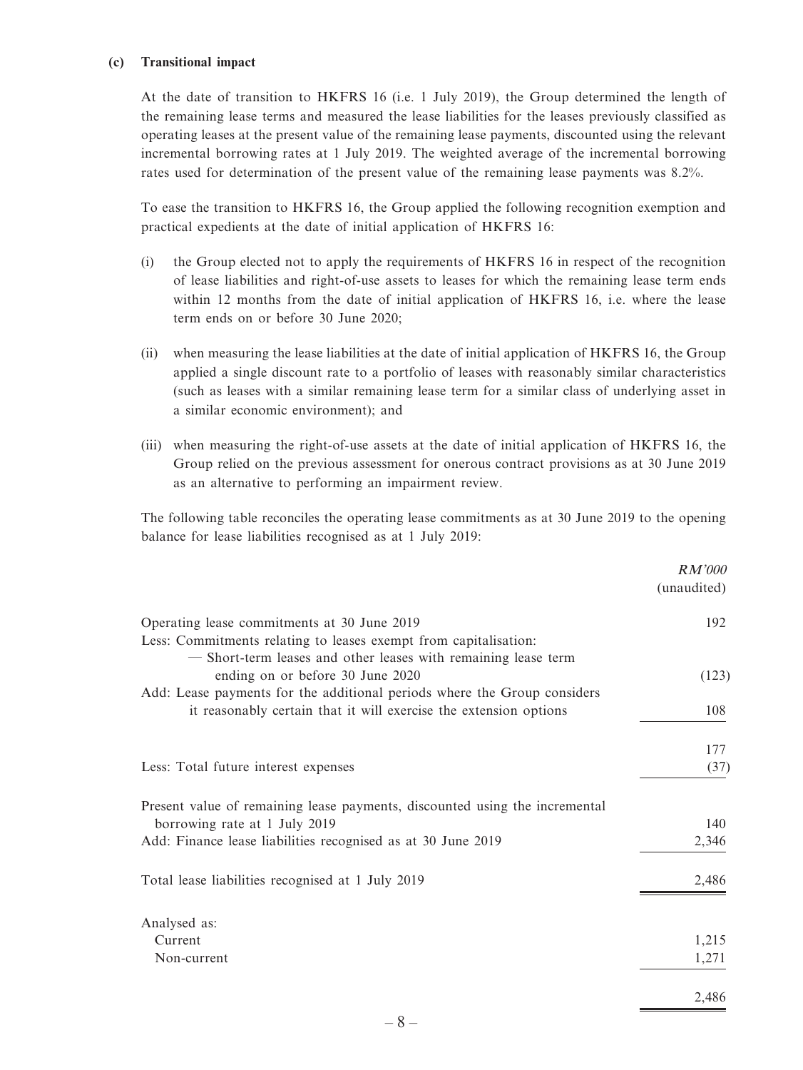### (c) Transitional impact

At the date of transition to HKFRS 16 (i.e. 1 July 2019), the Group determined the length of the remaining lease terms and measured the lease liabilities for the leases previously classified as operating leases at the present value of the remaining lease payments, discounted using the relevant incremental borrowing rates at 1 July 2019. The weighted average of the incremental borrowing rates used for determination of the present value of the remaining lease payments was 8.2%.

To ease the transition to HKFRS 16, the Group applied the following recognition exemption and practical expedients at the date of initial application of HKFRS 16:

(i) the Group elected not to apply the requirements of HKFRS 16 in respect of the recognition of lease liabilities and right-of-use assets to leases for which the remaining lease term ends within 12 months from the date of initial application of HKFRS 16, i.e. where the lease term ends on or before 30 June 2020;

(ii) when measuring the lease liabilities at the date of initial application of HKFRS 16, the Group applied a single discount rate to a portfolio of leases with reasonably similar characteristics (such as leases with a similar remaining lease term for a similar class of underlying asset in a similar economic environment); and

(iii) when measuring the right-of-use assets at the date of initial application of HKFRS 16, the Group relied on the previous assessment for onerous contract provisions as at 30 June 2019 as an alternative to performing an impairment review.

The following table reconciles the operating lease commitments as at 30 June 2019 to the opening balance for lease liabilities recognised as at 1 July 2019:

| | *RM'000* (unaudited) |
|---|---|
| Operating lease commitments at 30 June 2019 | 192 |
| Less: Commitments relating to leases exempt from capitalisation: — Short-term leases and other leases with remaining lease term ending on or before 30 June 2020 | (123) |
| Add: Lease payments for the additional periods where the Group considers it reasonably certain that it will exercise the extension options | 108 |
| | 177 |
| Less: Total future interest expenses | (37) |
| Present value of remaining lease payments, discounted using the incremental borrowing rate at 1 July 2019 | 140 |
| Add: Finance lease liabilities recognised as at 30 June 2019 | 2,346 |
| Total lease liabilities recognised at 1 July 2019 | 2,486 |
| Analysed as: | |
| Current | 1,215 |
| Non-current | 1,271 |
| | 2,486 |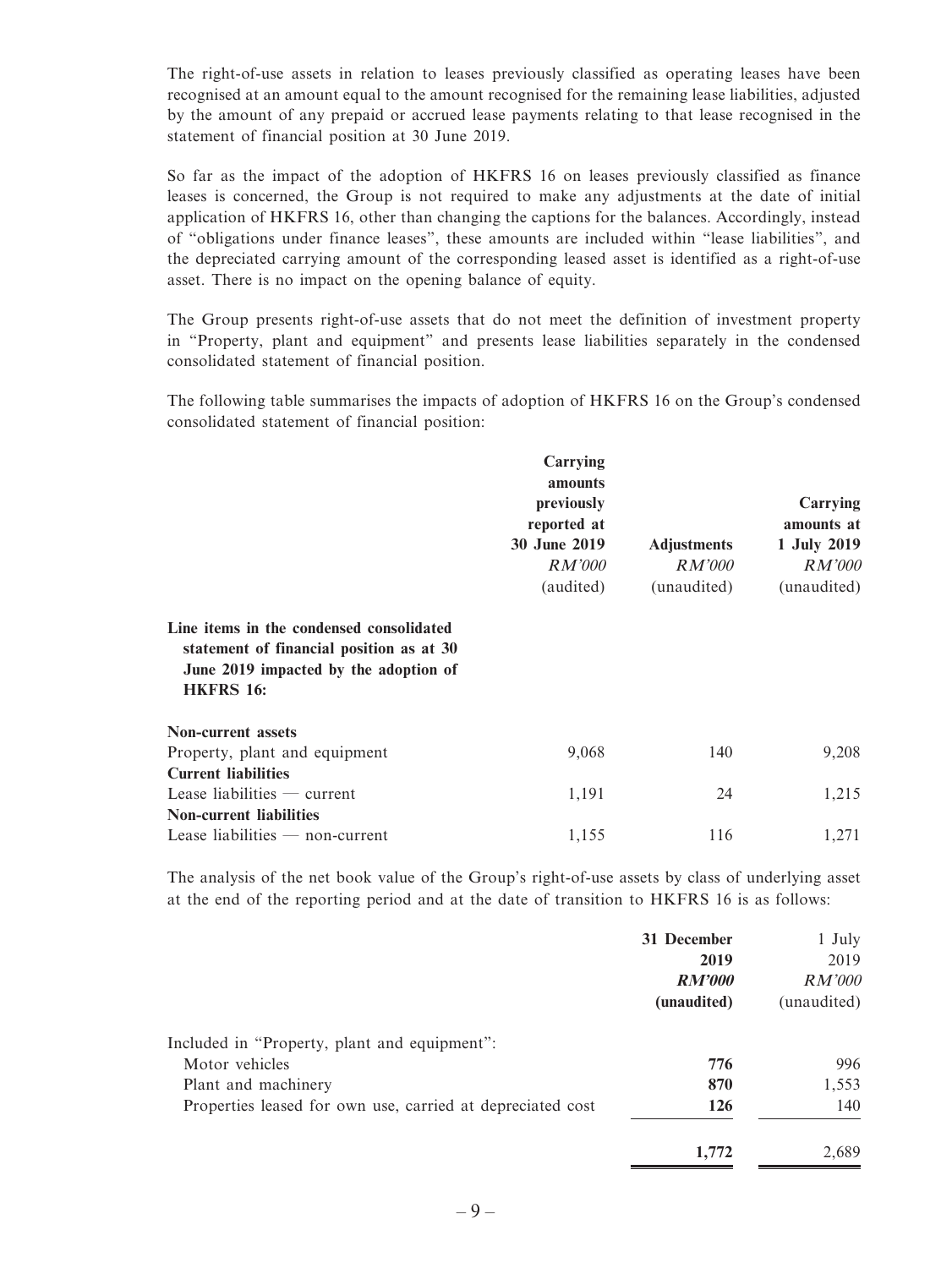The right-of-use assets in relation to leases previously classified as operating leases have been recognised at an amount equal to the amount recognised for the remaining lease liabilities, adjusted by the amount of any prepaid or accrued lease payments relating to that lease recognised in the statement of financial position at 30 June 2019.

So far as the impact of the adoption of HKFRS 16 on leases previously classified as finance leases is concerned, the Group is not required to make any adjustments at the date of initial application of HKFRS 16, other than changing the captions for the balances. Accordingly, instead of "obligations under finance leases", these amounts are included within "lease liabilities", and the depreciated carrying amount of the corresponding leased asset is identified as a right-of-use asset. There is no impact on the opening balance of equity.

The Group presents right-of-use assets that do not meet the definition of investment property in "Property, plant and equipment" and presents lease liabilities separately in the condensed consolidated statement of financial position.

The following table summarises the impacts of adoption of HKFRS 16 on the Group's condensed consolidated statement of financial position:

| | Carrying amounts previously reported at 30 June 2019 *RM'000* (audited) | Adjustments *RM'000* (unaudited) | Carrying amounts at 1 July 2019 *RM'000* (unaudited) |
|---|---|---|---|
| **Line items in the condensed consolidated statement of financial position as at 30 June 2019 impacted by the adoption of HKFRS 16:** | | | |
| **Non-current assets** | | | |
| Property, plant and equipment | 9,068 | 140 | 9,208 |
| **Current liabilities** | | | |
| Lease liabilities — current | 1,191 | 24 | 1,215 |
| **Non-current liabilities** | | | |
| Lease liabilities — non-current | 1,155 | 116 | 1,271 |

The analysis of the net book value of the Group's right-of-use assets by class of underlying asset at the end of the reporting period and at the date of transition to HKFRS 16 is as follows:

| | **31 December 2019** ***RM'000*** **(unaudited)** | 1 July 2019 *RM'000* (unaudited) |
|---|---|---|
| Included in "Property, plant and equipment": | | |
| Motor vehicles | **776** | 996 |
| Plant and machinery | **870** | 1,553 |
| Properties leased for own use, carried at depreciated cost | **126** | 140 |
| | **1,772** | 2,689 |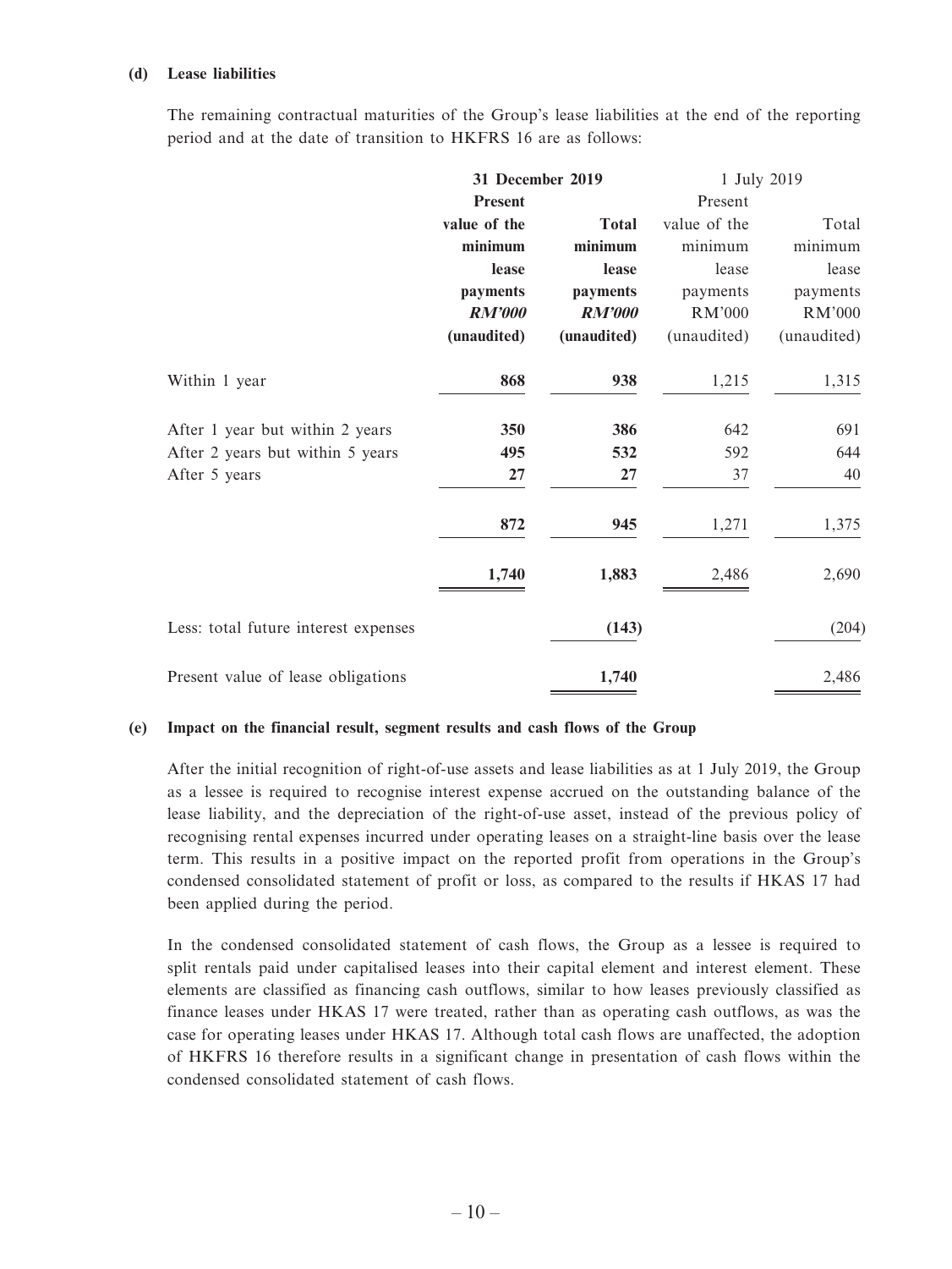**(d) Lease liabilities**

The remaining contractual maturities of the Group's lease liabilities at the end of the reporting period and at the date of transition to HKFRS 16 are as follows:

| | **31 December 2019** | | 1 July 2019 | |
|---|---|---|---|---|
| | **Present value of the minimum lease payments** | **Total minimum lease payments** | Present value of the minimum lease payments | Total minimum lease payments |
| | ***RM'000*** | ***RM'000*** | RM'000 | RM'000 |
| | **(unaudited)** | **(unaudited)** | (unaudited) | (unaudited) |
| Within 1 year | **868** | **938** | 1,215 | 1,315 |
| After 1 year but within 2 years | **350** | **386** | 642 | 691 |
| After 2 years but within 5 years | **495** | **532** | 592 | 644 |
| After 5 years | **27** | **27** | 37 | 40 |
| | **872** | **945** | 1,271 | 1,375 |
| | **1,740** | **1,883** | 2,486 | 2,690 |
| Less: total future interest expenses | | **(143)** | | (204) |
| Present value of lease obligations | | **1,740** | | 2,486 |

**(e) Impact on the financial result, segment results and cash flows of the Group**

After the initial recognition of right-of-use assets and lease liabilities as at 1 July 2019, the Group as a lessee is required to recognise interest expense accrued on the outstanding balance of the lease liability, and the depreciation of the right-of-use asset, instead of the previous policy of recognising rental expenses incurred under operating leases on a straight-line basis over the lease term. This results in a positive impact on the reported profit from operations in the Group's condensed consolidated statement of profit or loss, as compared to the results if HKAS 17 had been applied during the period.

In the condensed consolidated statement of cash flows, the Group as a lessee is required to split rentals paid under capitalised leases into their capital element and interest element. These elements are classified as financing cash outflows, similar to how leases previously classified as finance leases under HKAS 17 were treated, rather than as operating cash outflows, as was the case for operating leases under HKAS 17. Although total cash flows are unaffected, the adoption of HKFRS 16 therefore results in a significant change in presentation of cash flows within the condensed consolidated statement of cash flows.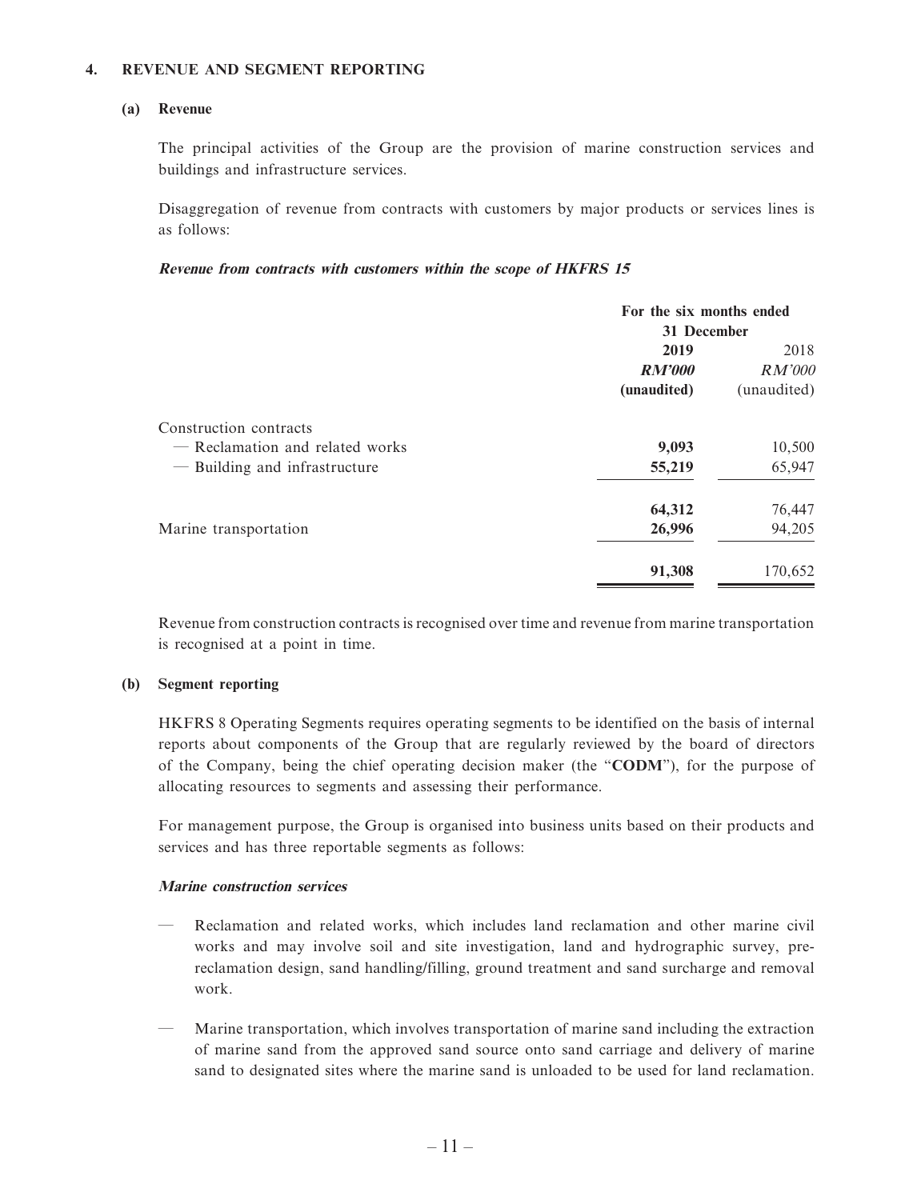## 4. REVENUE AND SEGMENT REPORTING

### (a) Revenue

The principal activities of the Group are the provision of marine construction services and buildings and infrastructure services.

Disaggregation of revenue from contracts with customers by major products or services lines is as follows:

***Revenue from contracts with customers within the scope of HKFRS 15***

| | For the six months ended 31 December | |
|---|---|---|
| | **2019** | 2018 |
| | ***RM'000*** | *RM'000* |
| | **(unaudited)** | (unaudited) |
| Construction contracts | | |
| — Reclamation and related works | **9,093** | 10,500 |
| — Building and infrastructure | **55,219** | 65,947 |
| | **64,312** | 76,447 |
| Marine transportation | **26,996** | 94,205 |
| | **91,308** | 170,652 |

Revenue from construction contracts is recognised over time and revenue from marine transportation is recognised at a point in time.

### (b) Segment reporting

HKFRS 8 Operating Segments requires operating segments to be identified on the basis of internal reports about components of the Group that are regularly reviewed by the board of directors of the Company, being the chief operating decision maker (the "**CODM**"), for the purpose of allocating resources to segments and assessing their performance.

For management purpose, the Group is organised into business units based on their products and services and has three reportable segments as follows:

***Marine construction services***

- Reclamation and related works, which includes land reclamation and other marine civil works and may involve soil and site investigation, land and hydrographic survey, pre-reclamation design, sand handling/filling, ground treatment and sand surcharge and removal work.
- Marine transportation, which involves transportation of marine sand including the extraction of marine sand from the approved sand source onto sand carriage and delivery of marine sand to designated sites where the marine sand is unloaded to be used for land reclamation.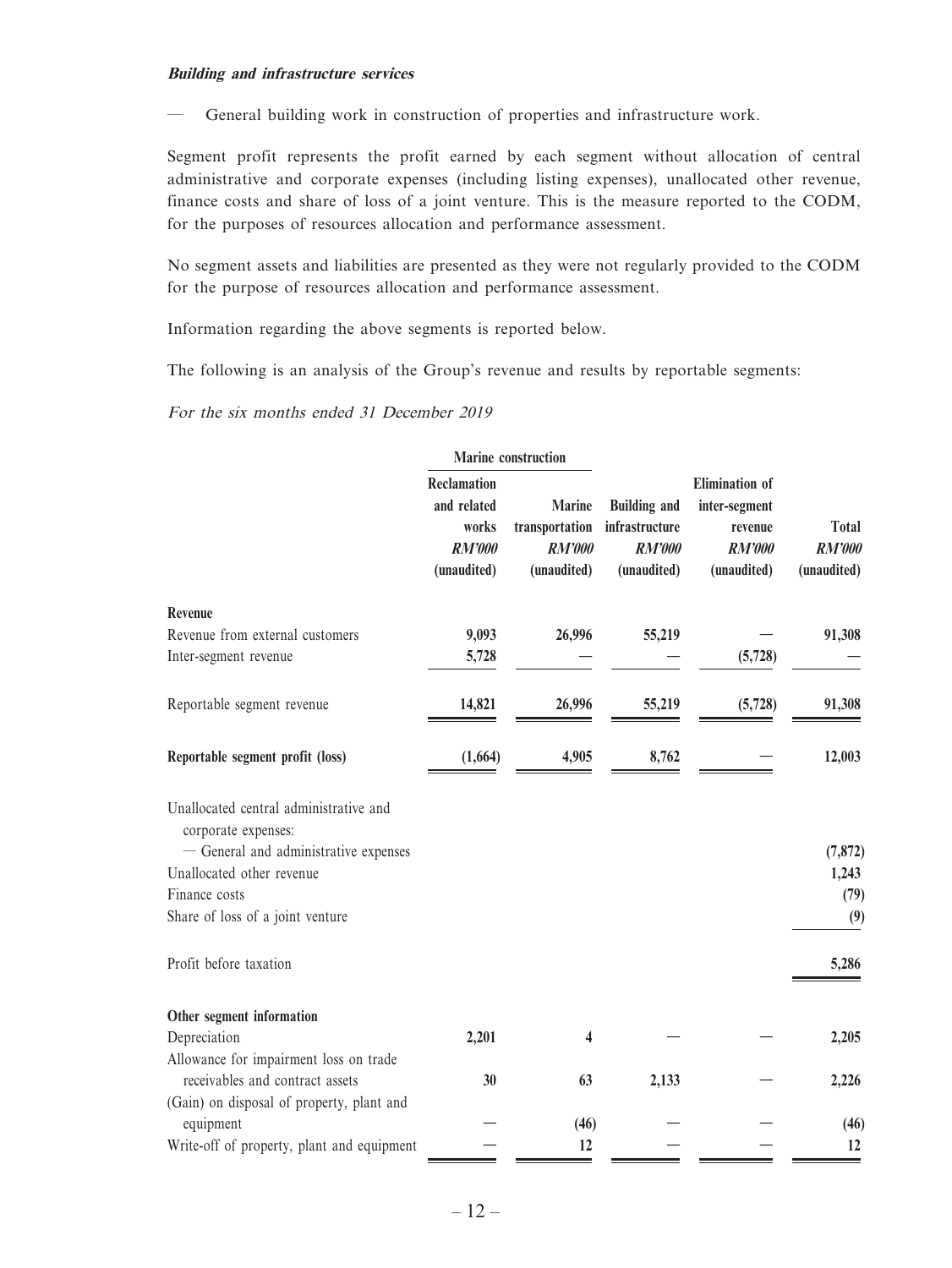***Building and infrastructure services***

— General building work in construction of properties and infrastructure work.

Segment profit represents the profit earned by each segment without allocation of central administrative and corporate expenses (including listing expenses), unallocated other revenue, finance costs and share of loss of a joint venture. This is the measure reported to the CODM, for the purposes of resources allocation and performance assessment.

No segment assets and liabilities are presented as they were not regularly provided to the CODM for the purpose of resources allocation and performance assessment.

Information regarding the above segments is reported below.

The following is an analysis of the Group's revenue and results by reportable segments:

*For the six months ended 31 December 2019*

| | Marine construction | | | | |
|---|---|---|---|---|---|
| | **Reclamation and related works** *RM'000* (unaudited) | **Marine transportation** *RM'000* (unaudited) | **Building and infrastructure** *RM'000* (unaudited) | **Elimination of inter-segment revenue** *RM'000* (unaudited) | **Total** *RM'000* (unaudited) |
| **Revenue** | | | | | |
| Revenue from external customers | **9,093** | **26,996** | **55,219** | — | **91,308** |
| Inter-segment revenue | **5,728** | — | — | **(5,728)** | — |
| Reportable segment revenue | **14,821** | **26,996** | **55,219** | **(5,728)** | **91,308** |
| **Reportable segment profit (loss)** | **(1,664)** | **4,905** | **8,762** | — | **12,003** |
| Unallocated central administrative and corporate expenses: | | | | | |
| — General and administrative expenses | | | | | **(7,872)** |
| Unallocated other revenue | | | | | **1,243** |
| Finance costs | | | | | **(79)** |
| Share of loss of a joint venture | | | | | **(9)** |
| Profit before taxation | | | | | **5,286** |
| **Other segment information** | | | | | |
| Depreciation | **2,201** | **4** | — | — | **2,205** |
| Allowance for impairment loss on trade receivables and contract assets | **30** | **63** | **2,133** | — | **2,226** |
| (Gain) on disposal of property, plant and equipment | — | **(46)** | — | — | **(46)** |
| Write-off of property, plant and equipment | — | **12** | — | — | **12** |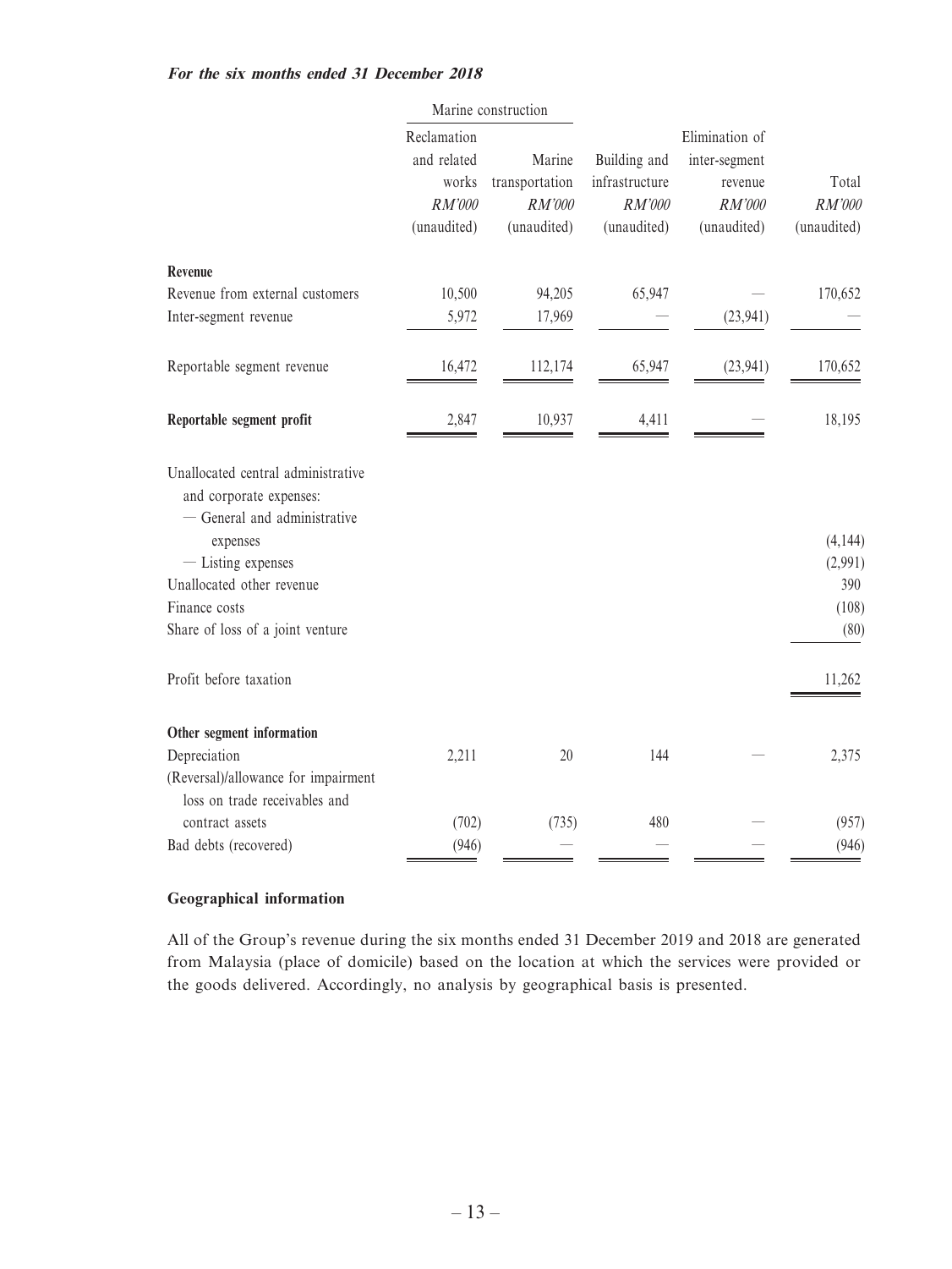***For the six months ended 31 December 2018***

| | Marine construction | | | | |
|---|---|---|---|---|---|
| | Reclamation and related works | Marine transportation | Building and infrastructure | Elimination of inter-segment revenue | Total |
| | *RM'000* | *RM'000* | *RM'000* | *RM'000* | *RM'000* |
| | (unaudited) | (unaudited) | (unaudited) | (unaudited) | (unaudited) |
| **Revenue** | | | | | |
| Revenue from external customers | 10,500 | 94,205 | 65,947 | — | 170,652 |
| Inter-segment revenue | 5,972 | 17,969 | — | (23,941) | — |
| Reportable segment revenue | 16,472 | 112,174 | 65,947 | (23,941) | 170,652 |
| **Reportable segment profit** | 2,847 | 10,937 | 4,411 | — | 18,195 |
| Unallocated central administrative and corporate expenses: | | | | | |
| — General and administrative expenses | | | | | (4,144) |
| — Listing expenses | | | | | (2,991) |
| Unallocated other revenue | | | | | 390 |
| Finance costs | | | | | (108) |
| Share of loss of a joint venture | | | | | (80) |
| Profit before taxation | | | | | 11,262 |
| **Other segment information** | | | | | |
| Depreciation | 2,211 | 20 | 144 | — | 2,375 |
| (Reversal)/allowance for impairment loss on trade receivables and contract assets | (702) | (735) | 480 | — | (957) |
| Bad debts (recovered) | (946) | — | — | — | (946) |

**Geographical information**

All of the Group's revenue during the six months ended 31 December 2019 and 2018 are generated from Malaysia (place of domicile) based on the location at which the services were provided or the goods delivered. Accordingly, no analysis by geographical basis is presented.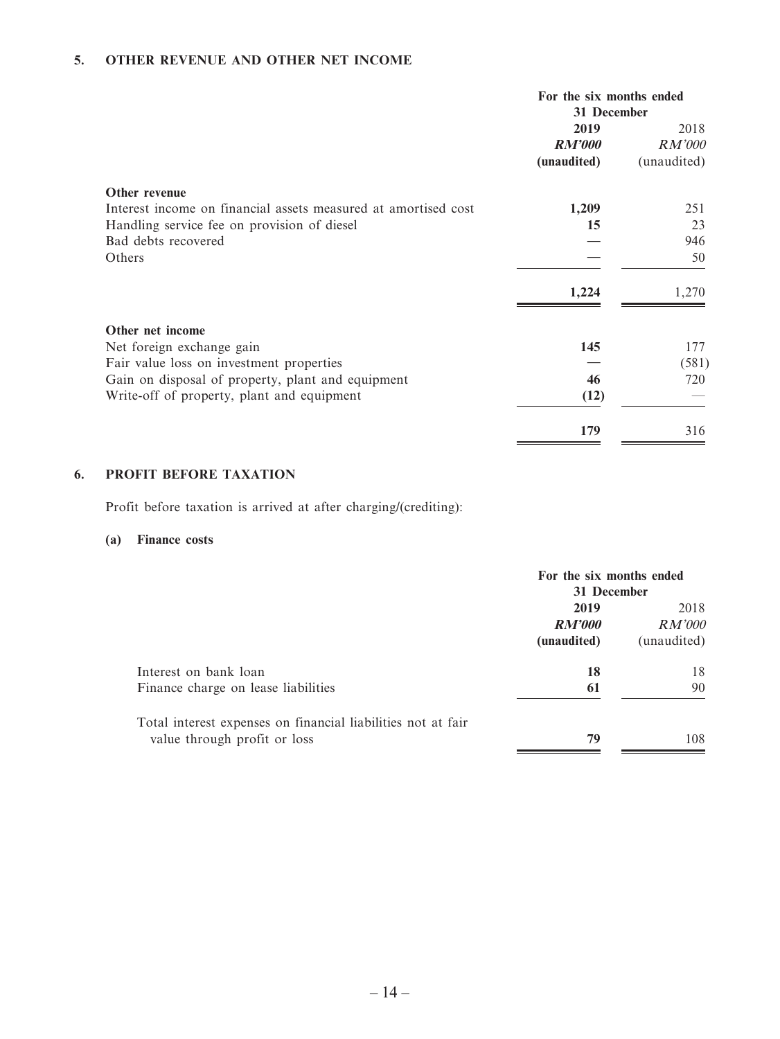## 5. OTHER REVENUE AND OTHER NET INCOME

| | For the six months ended 31 December | |
|---|---|---|
| | **2019** | 2018 |
| | ***RM'000*** | *RM'000* |
| | **(unaudited)** | (unaudited) |
| **Other revenue** | | |
| Interest income on financial assets measured at amortised cost | **1,209** | 251 |
| Handling service fee on provision of diesel | **15** | 23 |
| Bad debts recovered | **—** | 946 |
| Others | **—** | 50 |
| | **1,224** | 1,270 |
| **Other net income** | | |
| Net foreign exchange gain | **145** | 177 |
| Fair value loss on investment properties | **—** | (581) |
| Gain on disposal of property, plant and equipment | **46** | 720 |
| Write-off of property, plant and equipment | **(12)** | — |
| | **179** | 316 |

## 6. PROFIT BEFORE TAXATION

Profit before taxation is arrived at after charging/(crediting):

### (a) Finance costs

| | For the six months ended 31 December | |
|---|---|---|
| | **2019** | 2018 |
| | ***RM'000*** | *RM'000* |
| | **(unaudited)** | (unaudited) |
| Interest on bank loan | **18** | 18 |
| Finance charge on lease liabilities | **61** | 90 |
| Total interest expenses on financial liabilities not at fair value through profit or loss | **79** | 108 |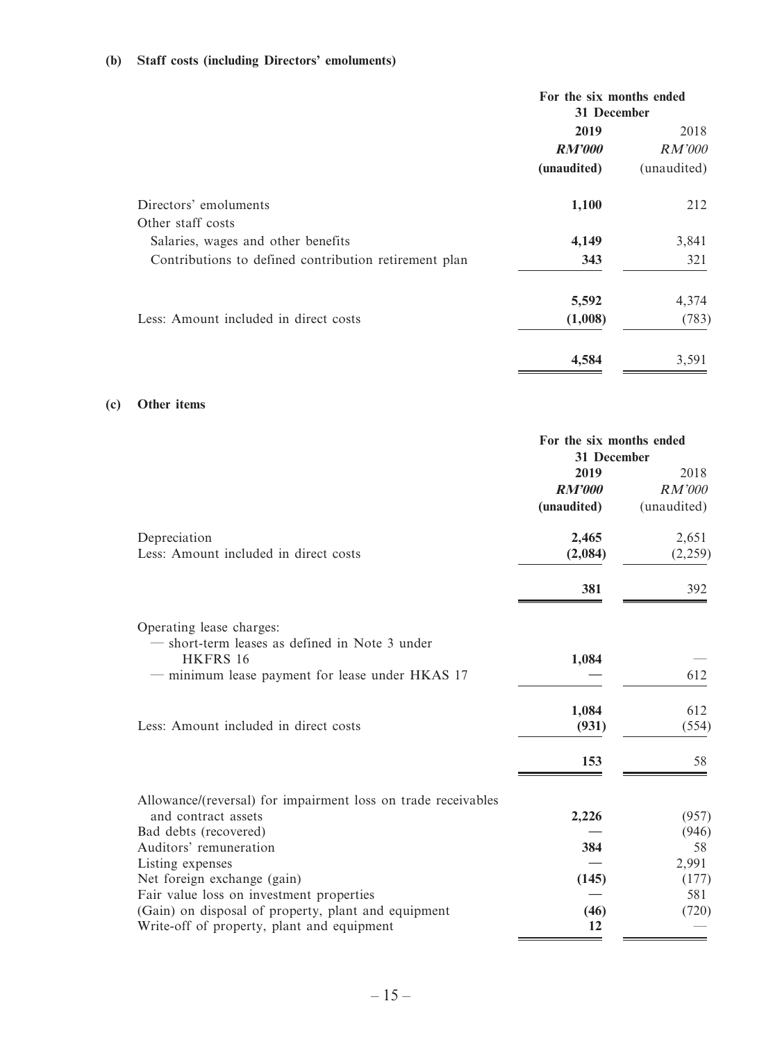**(b) Staff costs (including Directors' emoluments)**

| | For the six months ended 31 December | |
|---|---|---|
| | **2019** | 2018 |
| | ***RM'000*** | *RM'000* |
| | **(unaudited)** | (unaudited) |
| Directors' emoluments | **1,100** | 212 |
| Other staff costs | | |
| Salaries, wages and other benefits | **4,149** | 3,841 |
| Contributions to defined contribution retirement plan | **343** | 321 |
| | **5,592** | 4,374 |
| Less: Amount included in direct costs | **(1,008)** | (783) |
| | **4,584** | 3,591 |

**(c) Other items**

| | For the six months ended 31 December | |
|---|---|---|
| | **2019** | 2018 |
| | ***RM'000*** | *RM'000* |
| | **(unaudited)** | (unaudited) |
| Depreciation | **2,465** | 2,651 |
| Less: Amount included in direct costs | **(2,084)** | (2,259) |
| | **381** | 392 |
| Operating lease charges: | | |
| — short-term leases as defined in Note 3 under HKFRS 16 | **1,084** | — |
| — minimum lease payment for lease under HKAS 17 | **—** | 612 |
| | **1,084** | 612 |
| Less: Amount included in direct costs | **(931)** | (554) |
| | **153** | 58 |
| Allowance/(reversal) for impairment loss on trade receivables and contract assets | **2,226** | (957) |
| Bad debts (recovered) | **—** | (946) |
| Auditors' remuneration | **384** | 58 |
| Listing expenses | **—** | 2,991 |
| Net foreign exchange (gain) | **(145)** | (177) |
| Fair value loss on investment properties | **—** | 581 |
| (Gain) on disposal of property, plant and equipment | **(46)** | (720) |
| Write-off of property, plant and equipment | **12** | — |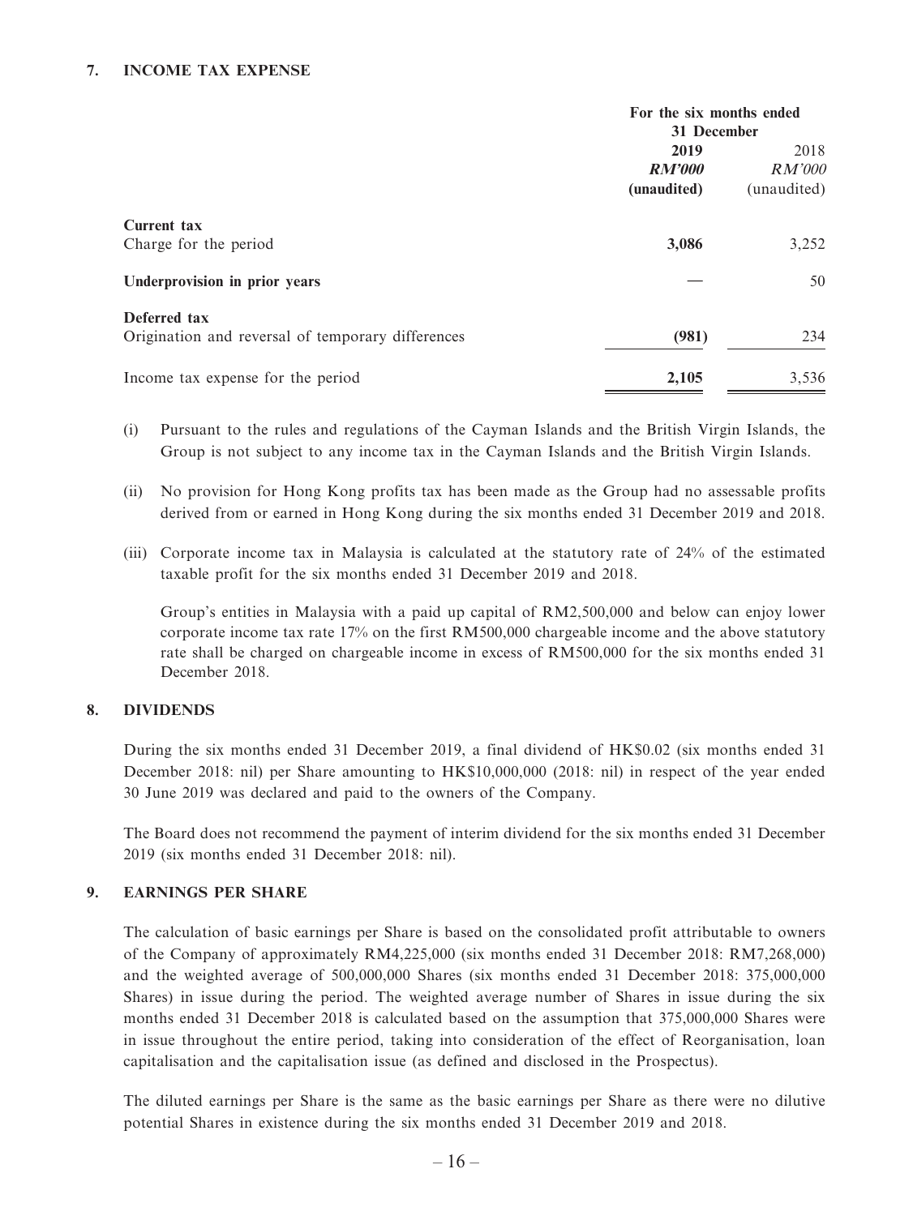## 7. INCOME TAX EXPENSE

| | For the six months ended 31 December | |
|---|---|---|
| | **2019** | 2018 |
| | ***RM'000*** | *RM'000* |
| | **(unaudited)** | (unaudited) |
| **Current tax** | | |
| Charge for the period | **3,086** | 3,252 |
| **Underprovision in prior years** | **—** | 50 |
| **Deferred tax** | | |
| Origination and reversal of temporary differences | **(981)** | 234 |
| Income tax expense for the period | **2,105** | 3,536 |

(i) Pursuant to the rules and regulations of the Cayman Islands and the British Virgin Islands, the Group is not subject to any income tax in the Cayman Islands and the British Virgin Islands.

(ii) No provision for Hong Kong profits tax has been made as the Group had no assessable profits derived from or earned in Hong Kong during the six months ended 31 December 2019 and 2018.

(iii) Corporate income tax in Malaysia is calculated at the statutory rate of 24% of the estimated taxable profit for the six months ended 31 December 2019 and 2018.

Group's entities in Malaysia with a paid up capital of RM2,500,000 and below can enjoy lower corporate income tax rate 17% on the first RM500,000 chargeable income and the above statutory rate shall be charged on chargeable income in excess of RM500,000 for the six months ended 31 December 2018.

## 8. DIVIDENDS

During the six months ended 31 December 2019, a final dividend of HK$0.02 (six months ended 31 December 2018: nil) per Share amounting to HK$10,000,000 (2018: nil) in respect of the year ended 30 June 2019 was declared and paid to the owners of the Company.

The Board does not recommend the payment of interim dividend for the six months ended 31 December 2019 (six months ended 31 December 2018: nil).

## 9. EARNINGS PER SHARE

The calculation of basic earnings per Share is based on the consolidated profit attributable to owners of the Company of approximately RM4,225,000 (six months ended 31 December 2018: RM7,268,000) and the weighted average of 500,000,000 Shares (six months ended 31 December 2018: 375,000,000 Shares) in issue during the period. The weighted average number of Shares in issue during the six months ended 31 December 2018 is calculated based on the assumption that 375,000,000 Shares were in issue throughout the entire period, taking into consideration of the effect of Reorganisation, loan capitalisation and the capitalisation issue (as defined and disclosed in the Prospectus).

The diluted earnings per Share is the same as the basic earnings per Share as there were no dilutive potential Shares in existence during the six months ended 31 December 2019 and 2018.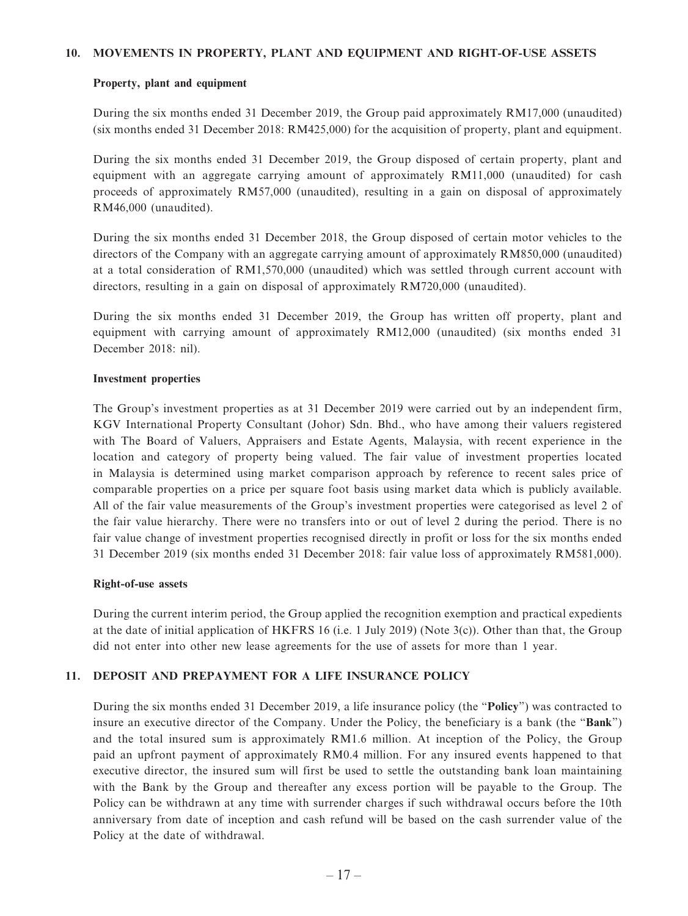## 10. MOVEMENTS IN PROPERTY, PLANT AND EQUIPMENT AND RIGHT-OF-USE ASSETS

### Property, plant and equipment

During the six months ended 31 December 2019, the Group paid approximately RM17,000 (unaudited) (six months ended 31 December 2018: RM425,000) for the acquisition of property, plant and equipment.

During the six months ended 31 December 2019, the Group disposed of certain property, plant and equipment with an aggregate carrying amount of approximately RM11,000 (unaudited) for cash proceeds of approximately RM57,000 (unaudited), resulting in a gain on disposal of approximately RM46,000 (unaudited).

During the six months ended 31 December 2018, the Group disposed of certain motor vehicles to the directors of the Company with an aggregate carrying amount of approximately RM850,000 (unaudited) at a total consideration of RM1,570,000 (unaudited) which was settled through current account with directors, resulting in a gain on disposal of approximately RM720,000 (unaudited).

During the six months ended 31 December 2019, the Group has written off property, plant and equipment with carrying amount of approximately RM12,000 (unaudited) (six months ended 31 December 2018: nil).

### Investment properties

The Group's investment properties as at 31 December 2019 were carried out by an independent firm, KGV International Property Consultant (Johor) Sdn. Bhd., who have among their valuers registered with The Board of Valuers, Appraisers and Estate Agents, Malaysia, with recent experience in the location and category of property being valued. The fair value of investment properties located in Malaysia is determined using market comparison approach by reference to recent sales price of comparable properties on a price per square foot basis using market data which is publicly available. All of the fair value measurements of the Group's investment properties were categorised as level 2 of the fair value hierarchy. There were no transfers into or out of level 2 during the period. There is no fair value change of investment properties recognised directly in profit or loss for the six months ended 31 December 2019 (six months ended 31 December 2018: fair value loss of approximately RM581,000).

### Right-of-use assets

During the current interim period, the Group applied the recognition exemption and practical expedients at the date of initial application of HKFRS 16 (i.e. 1 July 2019) (Note 3(c)). Other than that, the Group did not enter into other new lease agreements for the use of assets for more than 1 year.

## 11. DEPOSIT AND PREPAYMENT FOR A LIFE INSURANCE POLICY

During the six months ended 31 December 2019, a life insurance policy (the "**Policy**") was contracted to insure an executive director of the Company. Under the Policy, the beneficiary is a bank (the "**Bank**") and the total insured sum is approximately RM1.6 million. At inception of the Policy, the Group paid an upfront payment of approximately RM0.4 million. For any insured events happened to that executive director, the insured sum will first be used to settle the outstanding bank loan maintaining with the Bank by the Group and thereafter any excess portion will be payable to the Group. The Policy can be withdrawn at any time with surrender charges if such withdrawal occurs before the 10th anniversary from date of inception and cash refund will be based on the cash surrender value of the Policy at the date of withdrawal.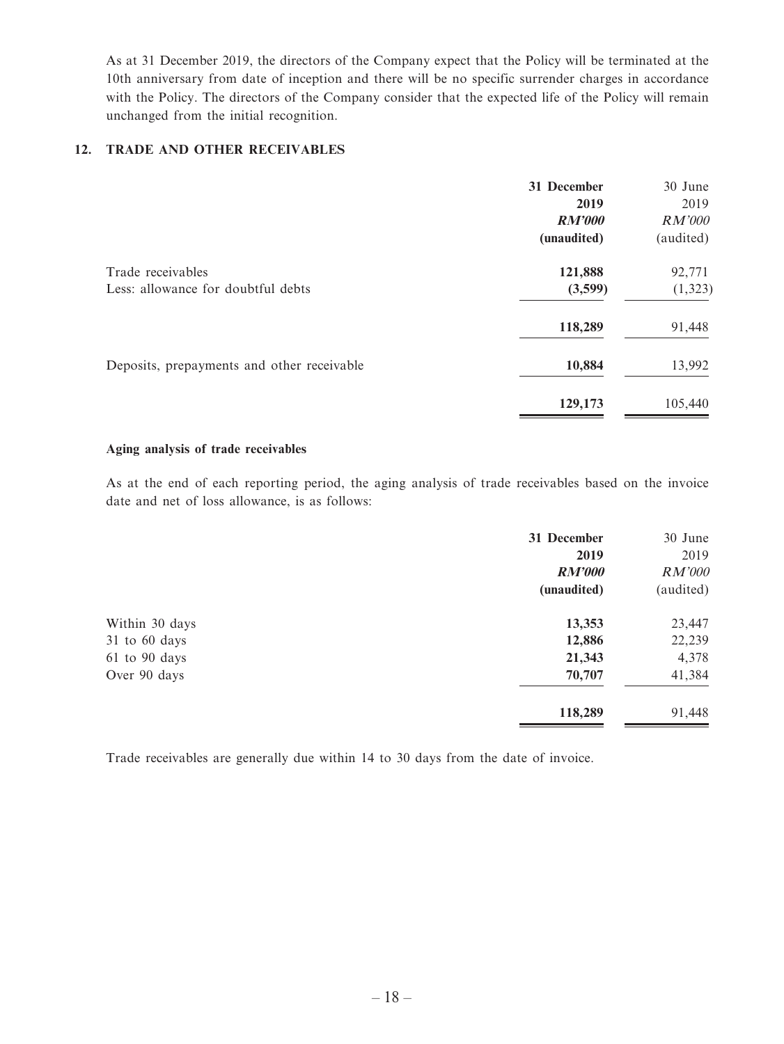As at 31 December 2019, the directors of the Company expect that the Policy will be terminated at the 10th anniversary from date of inception and there will be no specific surrender charges in accordance with the Policy. The directors of the Company consider that the expected life of the Policy will remain unchanged from the initial recognition.

## 12. TRADE AND OTHER RECEIVABLES

| | 31 December 2019 RM'000 (unaudited) | 30 June 2019 RM'000 (audited) |
|---|---|---|
| Trade receivables | **121,888** | 92,771 |
| Less: allowance for doubtful debts | **(3,599)** | (1,323) |
| | **118,289** | 91,448 |
| Deposits, prepayments and other receivable | **10,884** | 13,992 |
| | **129,173** | 105,440 |

**Aging analysis of trade receivables**

As at the end of each reporting period, the aging analysis of trade receivables based on the invoice date and net of loss allowance, is as follows:

| | 31 December 2019 RM'000 (unaudited) | 30 June 2019 RM'000 (audited) |
|---|---|---|
| Within 30 days | **13,353** | 23,447 |
| 31 to 60 days | **12,886** | 22,239 |
| 61 to 90 days | **21,343** | 4,378 |
| Over 90 days | **70,707** | 41,384 |
| | **118,289** | 91,448 |

Trade receivables are generally due within 14 to 30 days from the date of invoice.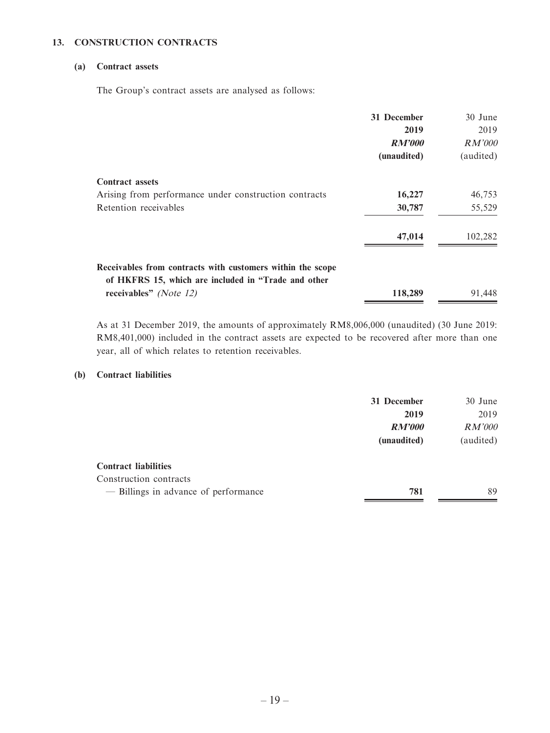## 13. CONSTRUCTION CONTRACTS

### (a) Contract assets

The Group's contract assets are analysed as follows:

| | 31 December 2019 *RM'000* (unaudited) | 30 June 2019 *RM'000* (audited) |
|---|---|---|
| **Contract assets** | | |
| Arising from performance under construction contracts | **16,227** | 46,753 |
| Retention receivables | **30,787** | 55,529 |
| | **47,014** | 102,282 |
| **Receivables from contracts with customers within the scope of HKFRS 15, which are included in "Trade and other receivables"** *(Note 12)* | **118,289** | 91,448 |

As at 31 December 2019, the amounts of approximately RM8,006,000 (unaudited) (30 June 2019: RM8,401,000) included in the contract assets are expected to be recovered after more than one year, all of which relates to retention receivables.

### (b) Contract liabilities

| | 31 December 2019 *RM'000* (unaudited) | 30 June 2019 *RM'000* (audited) |
|---|---|---|
| **Contract liabilities** | | |
| Construction contracts | | |
| — Billings in advance of performance | **781** | 89 |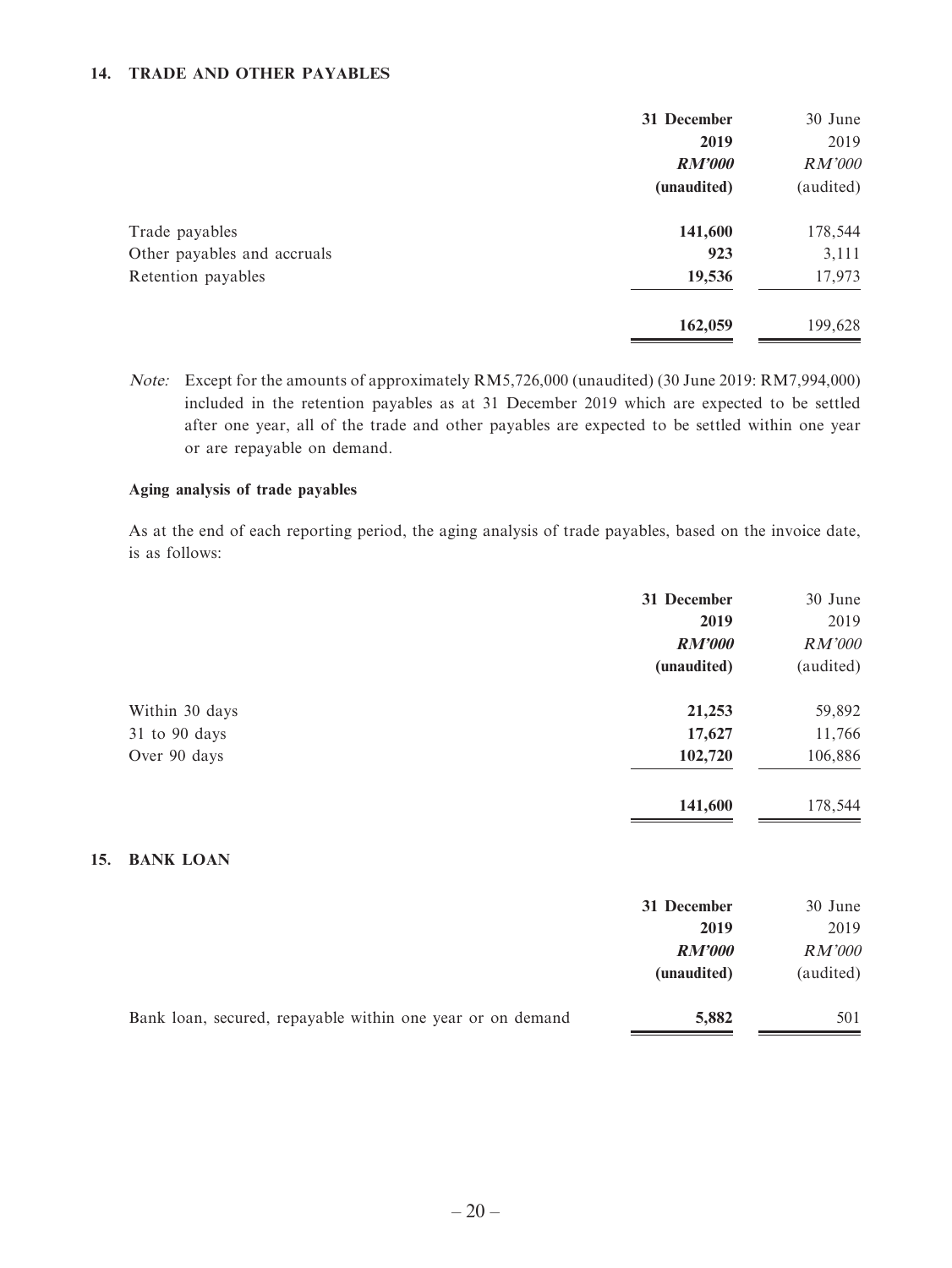## 14. TRADE AND OTHER PAYABLES

| | **31 December 2019** | 30 June 2019 |
|---|---|---|
| | ***RM'000*** | *RM'000* |
| | **(unaudited)** | (audited) |
| Trade payables | **141,600** | 178,544 |
| Other payables and accruals | **923** | 3,111 |
| Retention payables | **19,536** | 17,973 |
| | **162,059** | 199,628 |

*Note:* Except for the amounts of approximately RM5,726,000 (unaudited) (30 June 2019: RM7,994,000) included in the retention payables as at 31 December 2019 which are expected to be settled after one year, all of the trade and other payables are expected to be settled within one year or are repayable on demand.

### Aging analysis of trade payables

As at the end of each reporting period, the aging analysis of trade payables, based on the invoice date, is as follows:

| | **31 December 2019** | 30 June 2019 |
|---|---|---|
| | ***RM'000*** | *RM'000* |
| | **(unaudited)** | (audited) |
| Within 30 days | **21,253** | 59,892 |
| 31 to 90 days | **17,627** | 11,766 |
| Over 90 days | **102,720** | 106,886 |
| | **141,600** | 178,544 |

## 15. BANK LOAN

| | **31 December 2019** | 30 June 2019 |
|---|---|---|
| | ***RM'000*** | *RM'000* |
| | **(unaudited)** | (audited) |
| Bank loan, secured, repayable within one year or on demand | **5,882** | 501 |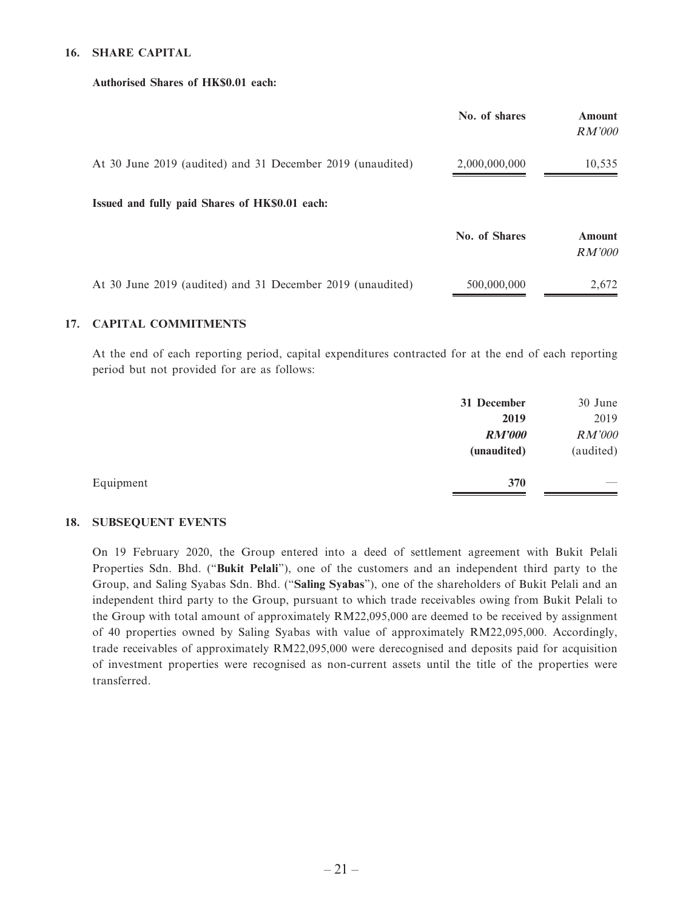## 16. SHARE CAPITAL

**Authorised Shares of HK$0.01 each:**

| | No. of shares | Amount *RM'000* |
|---|---|---|
| At 30 June 2019 (audited) and 31 December 2019 (unaudited) | 2,000,000,000 | 10,535 |

**Issued and fully paid Shares of HK$0.01 each:**

| | No. of Shares | Amount *RM'000* |
|---|---|---|
| At 30 June 2019 (audited) and 31 December 2019 (unaudited) | 500,000,000 | 2,672 |

## 17. CAPITAL COMMITMENTS

At the end of each reporting period, capital expenditures contracted for at the end of each reporting period but not provided for are as follows:

| | **31 December 2019** ***RM'000*** **(unaudited)** | 30 June 2019 *RM'000* (audited) |
|---|---|---|
| Equipment | **370** | — |

## 18. SUBSEQUENT EVENTS

On 19 February 2020, the Group entered into a deed of settlement agreement with Bukit Pelali Properties Sdn. Bhd. ("**Bukit Pelali**"), one of the customers and an independent third party to the Group, and Saling Syabas Sdn. Bhd. ("**Saling Syabas**"), one of the shareholders of Bukit Pelali and an independent third party to the Group, pursuant to which trade receivables owing from Bukit Pelali to the Group with total amount of approximately RM22,095,000 are deemed to be received by assignment of 40 properties owned by Saling Syabas with value of approximately RM22,095,000. Accordingly, trade receivables of approximately RM22,095,000 were derecognised and deposits paid for acquisition of investment properties were recognised as non-current assets until the title of the properties were transferred.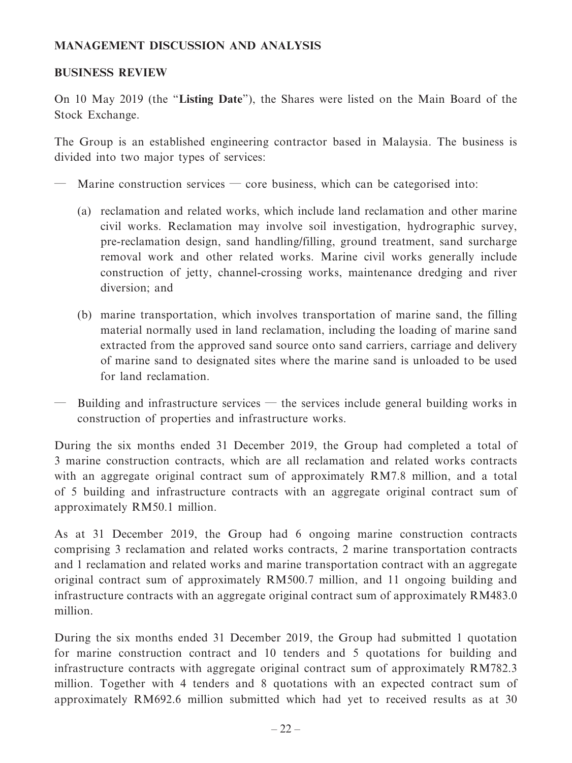## MANAGEMENT DISCUSSION AND ANALYSIS

### BUSINESS REVIEW

On 10 May 2019 (the "**Listing Date**"), the Shares were listed on the Main Board of the Stock Exchange.

The Group is an established engineering contractor based in Malaysia. The business is divided into two major types of services:

— Marine construction services — core business, which can be categorised into:

  (a) reclamation and related works, which include land reclamation and other marine civil works. Reclamation may involve soil investigation, hydrographic survey, pre-reclamation design, sand handling/filling, ground treatment, sand surcharge removal work and other related works. Marine civil works generally include construction of jetty, channel-crossing works, maintenance dredging and river diversion; and

  (b) marine transportation, which involves transportation of marine sand, the filling material normally used in land reclamation, including the loading of marine sand extracted from the approved sand source onto sand carriers, carriage and delivery of marine sand to designated sites where the marine sand is unloaded to be used for land reclamation.

— Building and infrastructure services — the services include general building works in construction of properties and infrastructure works.

During the six months ended 31 December 2019, the Group had completed a total of 3 marine construction contracts, which are all reclamation and related works contracts with an aggregate original contract sum of approximately RM7.8 million, and a total of 5 building and infrastructure contracts with an aggregate original contract sum of approximately RM50.1 million.

As at 31 December 2019, the Group had 6 ongoing marine construction contracts comprising 3 reclamation and related works contracts, 2 marine transportation contracts and 1 reclamation and related works and marine transportation contract with an aggregate original contract sum of approximately RM500.7 million, and 11 ongoing building and infrastructure contracts with an aggregate original contract sum of approximately RM483.0 million.

During the six months ended 31 December 2019, the Group had submitted 1 quotation for marine construction contract and 10 tenders and 5 quotations for building and infrastructure contracts with aggregate original contract sum of approximately RM782.3 million. Together with 4 tenders and 8 quotations with an expected contract sum of approximately RM692.6 million submitted which had yet to received results as at 30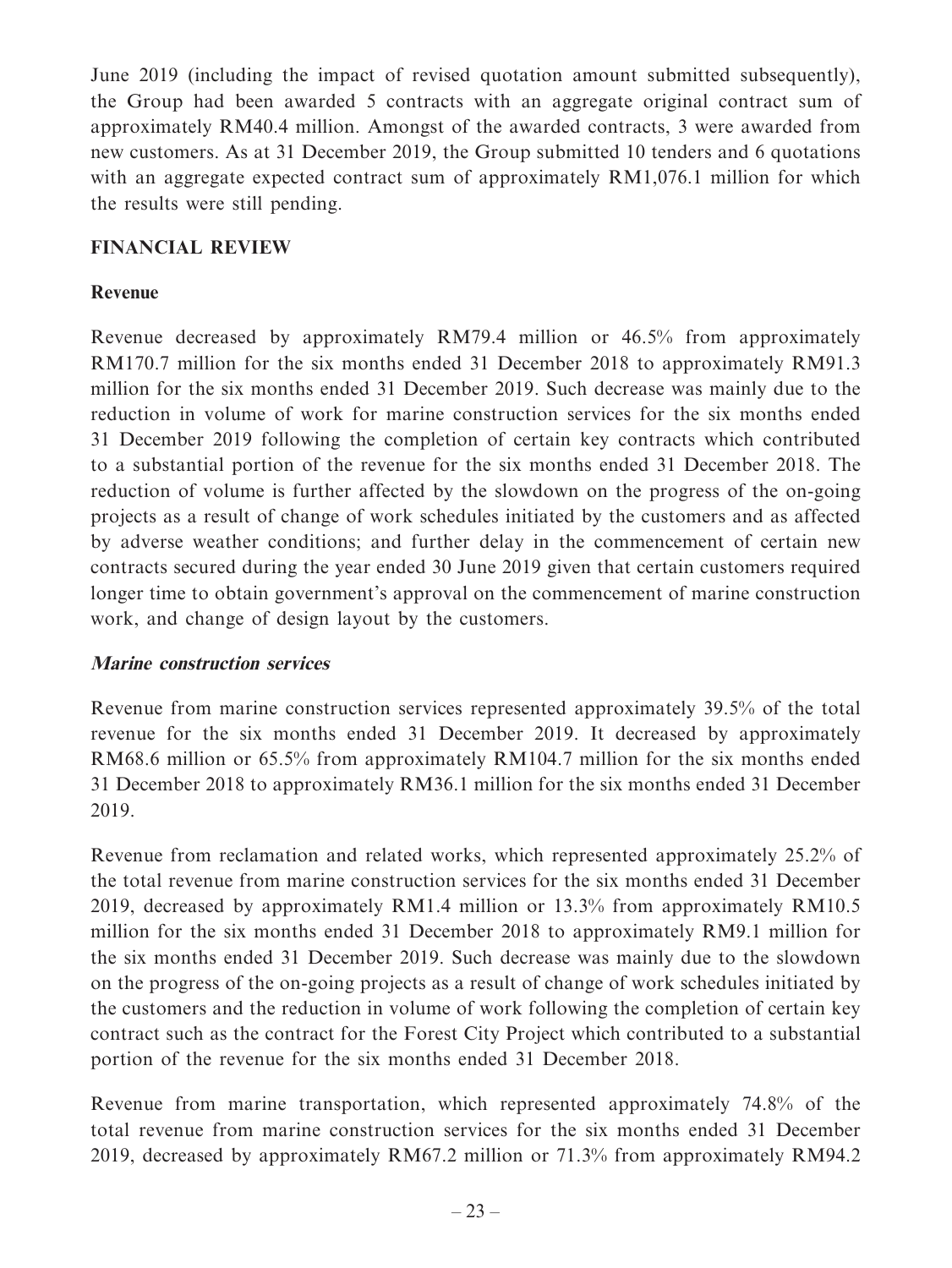June 2019 (including the impact of revised quotation amount submitted subsequently), the Group had been awarded 5 contracts with an aggregate original contract sum of approximately RM40.4 million. Amongst of the awarded contracts, 3 were awarded from new customers. As at 31 December 2019, the Group submitted 10 tenders and 6 quotations with an aggregate expected contract sum of approximately RM1,076.1 million for which the results were still pending.

## FINANCIAL REVIEW

### Revenue

Revenue decreased by approximately RM79.4 million or 46.5% from approximately RM170.7 million for the six months ended 31 December 2018 to approximately RM91.3 million for the six months ended 31 December 2019. Such decrease was mainly due to the reduction in volume of work for marine construction services for the six months ended 31 December 2019 following the completion of certain key contracts which contributed to a substantial portion of the revenue for the six months ended 31 December 2018. The reduction of volume is further affected by the slowdown on the progress of the on-going projects as a result of change of work schedules initiated by the customers and as affected by adverse weather conditions; and further delay in the commencement of certain new contracts secured during the year ended 30 June 2019 given that certain customers required longer time to obtain government's approval on the commencement of marine construction work, and change of design layout by the customers.

#### *Marine construction services*

Revenue from marine construction services represented approximately 39.5% of the total revenue for the six months ended 31 December 2019. It decreased by approximately RM68.6 million or 65.5% from approximately RM104.7 million for the six months ended 31 December 2018 to approximately RM36.1 million for the six months ended 31 December 2019.

Revenue from reclamation and related works, which represented approximately 25.2% of the total revenue from marine construction services for the six months ended 31 December 2019, decreased by approximately RM1.4 million or 13.3% from approximately RM10.5 million for the six months ended 31 December 2018 to approximately RM9.1 million for the six months ended 31 December 2019. Such decrease was mainly due to the slowdown on the progress of the on-going projects as a result of change of work schedules initiated by the customers and the reduction in volume of work following the completion of certain key contract such as the contract for the Forest City Project which contributed to a substantial portion of the revenue for the six months ended 31 December 2018.

Revenue from marine transportation, which represented approximately 74.8% of the total revenue from marine construction services for the six months ended 31 December 2019, decreased by approximately RM67.2 million or 71.3% from approximately RM94.2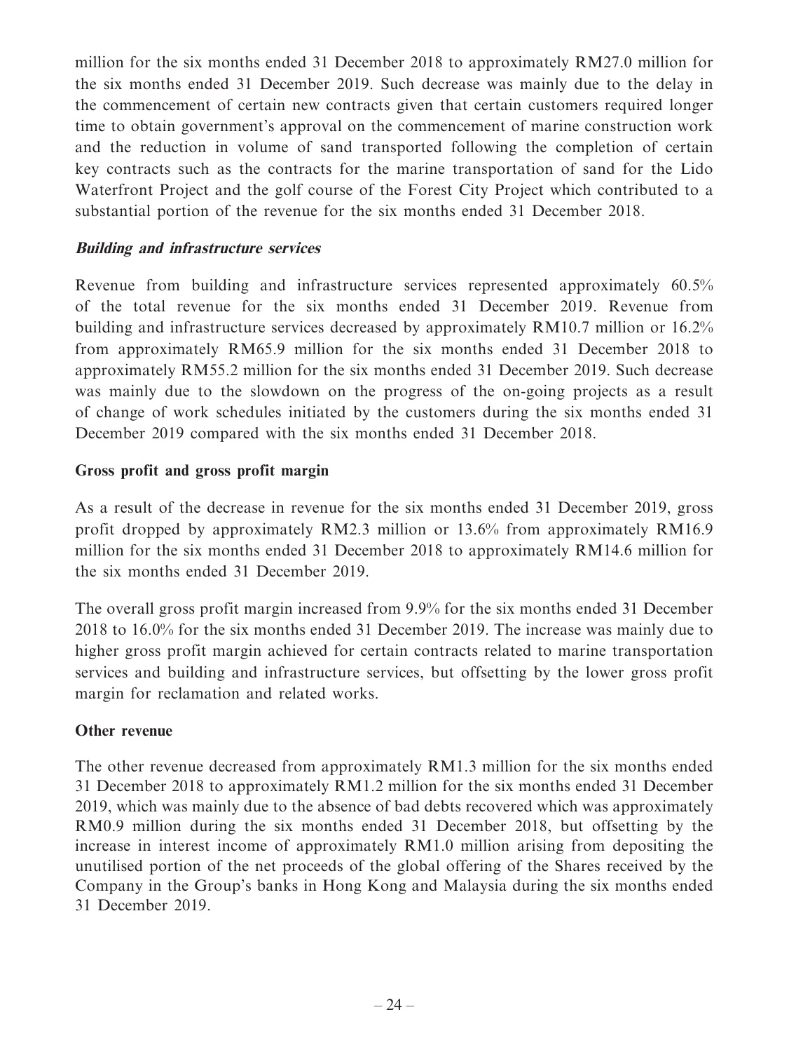million for the six months ended 31 December 2018 to approximately RM27.0 million for the six months ended 31 December 2019. Such decrease was mainly due to the delay in the commencement of certain new contracts given that certain customers required longer time to obtain government's approval on the commencement of marine construction work and the reduction in volume of sand transported following the completion of certain key contracts such as the contracts for the marine transportation of sand for the Lido Waterfront Project and the golf course of the Forest City Project which contributed to a substantial portion of the revenue for the six months ended 31 December 2018.

***Building and infrastructure services***

Revenue from building and infrastructure services represented approximately 60.5% of the total revenue for the six months ended 31 December 2019. Revenue from building and infrastructure services decreased by approximately RM10.7 million or 16.2% from approximately RM65.9 million for the six months ended 31 December 2018 to approximately RM55.2 million for the six months ended 31 December 2019. Such decrease was mainly due to the slowdown on the progress of the on-going projects as a result of change of work schedules initiated by the customers during the six months ended 31 December 2019 compared with the six months ended 31 December 2018.

**Gross profit and gross profit margin**

As a result of the decrease in revenue for the six months ended 31 December 2019, gross profit dropped by approximately RM2.3 million or 13.6% from approximately RM16.9 million for the six months ended 31 December 2018 to approximately RM14.6 million for the six months ended 31 December 2019.

The overall gross profit margin increased from 9.9% for the six months ended 31 December 2018 to 16.0% for the six months ended 31 December 2019. The increase was mainly due to higher gross profit margin achieved for certain contracts related to marine transportation services and building and infrastructure services, but offsetting by the lower gross profit margin for reclamation and related works.

**Other revenue**

The other revenue decreased from approximately RM1.3 million for the six months ended 31 December 2018 to approximately RM1.2 million for the six months ended 31 December 2019, which was mainly due to the absence of bad debts recovered which was approximately RM0.9 million during the six months ended 31 December 2018, but offsetting by the increase in interest income of approximately RM1.0 million arising from depositing the unutilised portion of the net proceeds of the global offering of the Shares received by the Company in the Group's banks in Hong Kong and Malaysia during the six months ended 31 December 2019.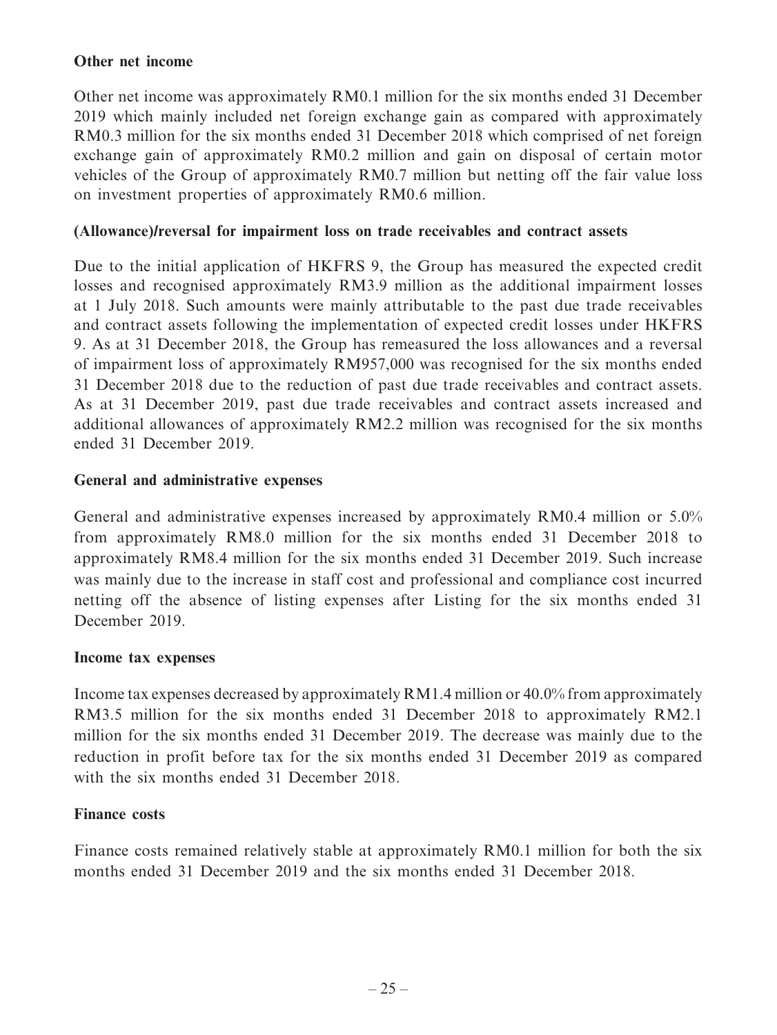**Other net income**

Other net income was approximately RM0.1 million for the six months ended 31 December 2019 which mainly included net foreign exchange gain as compared with approximately RM0.3 million for the six months ended 31 December 2018 which comprised of net foreign exchange gain of approximately RM0.2 million and gain on disposal of certain motor vehicles of the Group of approximately RM0.7 million but netting off the fair value loss on investment properties of approximately RM0.6 million.

**(Allowance)/reversal for impairment loss on trade receivables and contract assets**

Due to the initial application of HKFRS 9, the Group has measured the expected credit losses and recognised approximately RM3.9 million as the additional impairment losses at 1 July 2018. Such amounts were mainly attributable to the past due trade receivables and contract assets following the implementation of expected credit losses under HKFRS 9. As at 31 December 2018, the Group has remeasured the loss allowances and a reversal of impairment loss of approximately RM957,000 was recognised for the six months ended 31 December 2018 due to the reduction of past due trade receivables and contract assets. As at 31 December 2019, past due trade receivables and contract assets increased and additional allowances of approximately RM2.2 million was recognised for the six months ended 31 December 2019.

**General and administrative expenses**

General and administrative expenses increased by approximately RM0.4 million or 5.0% from approximately RM8.0 million for the six months ended 31 December 2018 to approximately RM8.4 million for the six months ended 31 December 2019. Such increase was mainly due to the increase in staff cost and professional and compliance cost incurred netting off the absence of listing expenses after Listing for the six months ended 31 December 2019.

**Income tax expenses**

Income tax expenses decreased by approximately RM1.4 million or 40.0% from approximately RM3.5 million for the six months ended 31 December 2018 to approximately RM2.1 million for the six months ended 31 December 2019. The decrease was mainly due to the reduction in profit before tax for the six months ended 31 December 2019 as compared with the six months ended 31 December 2018.

**Finance costs**

Finance costs remained relatively stable at approximately RM0.1 million for both the six months ended 31 December 2019 and the six months ended 31 December 2018.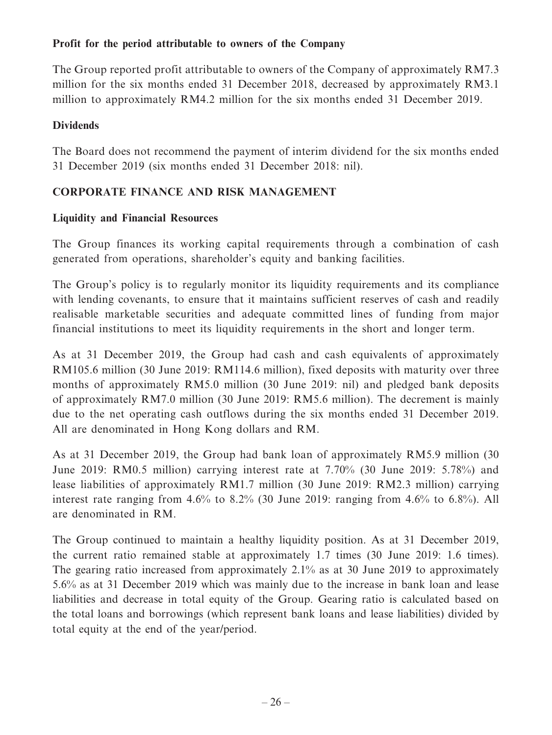**Profit for the period attributable to owners of the Company**

The Group reported profit attributable to owners of the Company of approximately RM7.3 million for the six months ended 31 December 2018, decreased by approximately RM3.1 million to approximately RM4.2 million for the six months ended 31 December 2019.

**Dividends**

The Board does not recommend the payment of interim dividend for the six months ended 31 December 2019 (six months ended 31 December 2018: nil).

## CORPORATE FINANCE AND RISK MANAGEMENT

**Liquidity and Financial Resources**

The Group finances its working capital requirements through a combination of cash generated from operations, shareholder's equity and banking facilities.

The Group's policy is to regularly monitor its liquidity requirements and its compliance with lending covenants, to ensure that it maintains sufficient reserves of cash and readily realisable marketable securities and adequate committed lines of funding from major financial institutions to meet its liquidity requirements in the short and longer term.

As at 31 December 2019, the Group had cash and cash equivalents of approximately RM105.6 million (30 June 2019: RM114.6 million), fixed deposits with maturity over three months of approximately RM5.0 million (30 June 2019: nil) and pledged bank deposits of approximately RM7.0 million (30 June 2019: RM5.6 million). The decrement is mainly due to the net operating cash outflows during the six months ended 31 December 2019. All are denominated in Hong Kong dollars and RM.

As at 31 December 2019, the Group had bank loan of approximately RM5.9 million (30 June 2019: RM0.5 million) carrying interest rate at 7.70% (30 June 2019: 5.78%) and lease liabilities of approximately RM1.7 million (30 June 2019: RM2.3 million) carrying interest rate ranging from 4.6% to 8.2% (30 June 2019: ranging from 4.6% to 6.8%). All are denominated in RM.

The Group continued to maintain a healthy liquidity position. As at 31 December 2019, the current ratio remained stable at approximately 1.7 times (30 June 2019: 1.6 times). The gearing ratio increased from approximately 2.1% as at 30 June 2019 to approximately 5.6% as at 31 December 2019 which was mainly due to the increase in bank loan and lease liabilities and decrease in total equity of the Group. Gearing ratio is calculated based on the total loans and borrowings (which represent bank loans and lease liabilities) divided by total equity at the end of the year/period.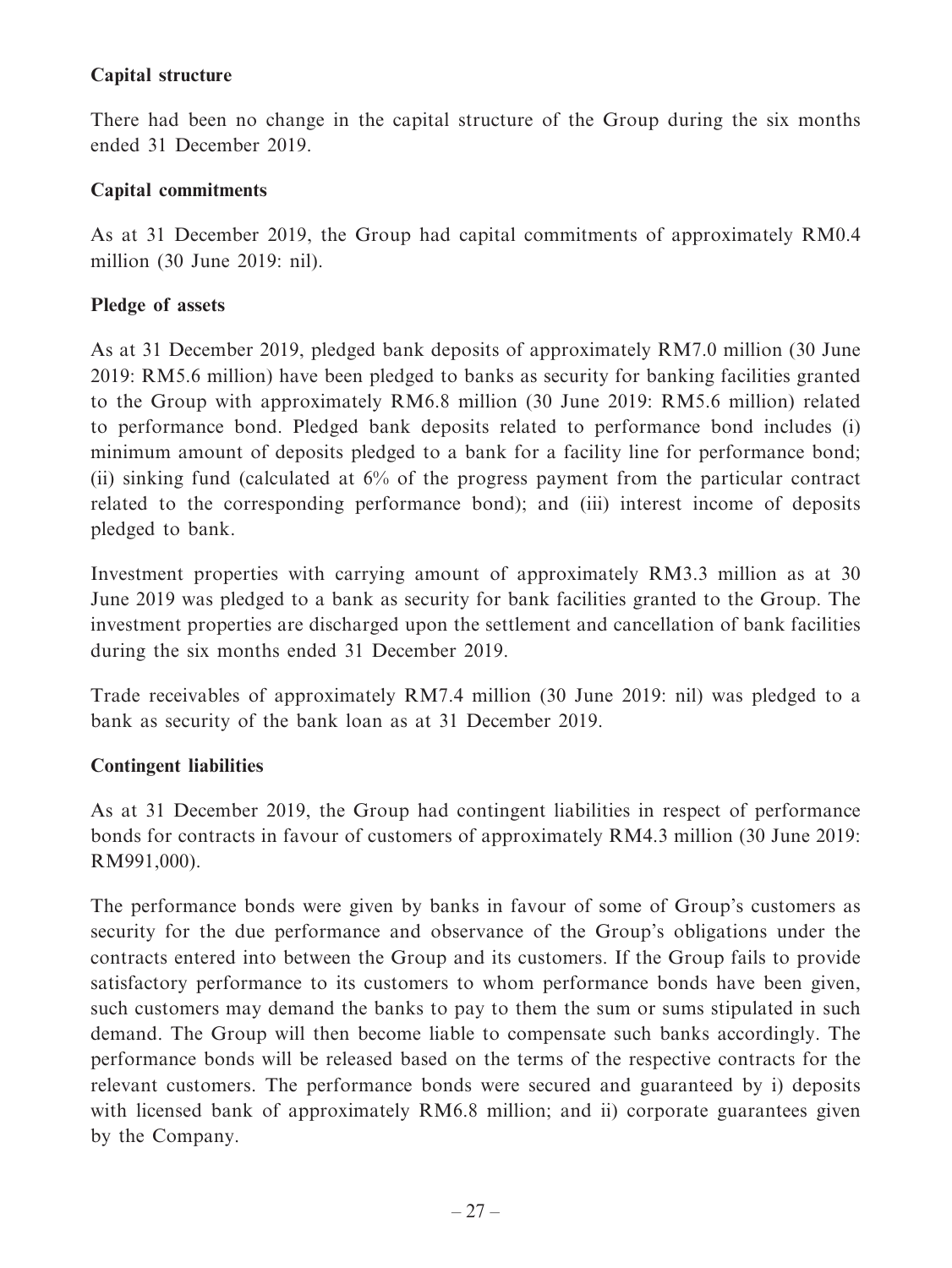**Capital structure**

There had been no change in the capital structure of the Group during the six months ended 31 December 2019.

**Capital commitments**

As at 31 December 2019, the Group had capital commitments of approximately RM0.4 million (30 June 2019: nil).

**Pledge of assets**

As at 31 December 2019, pledged bank deposits of approximately RM7.0 million (30 June 2019: RM5.6 million) have been pledged to banks as security for banking facilities granted to the Group with approximately RM6.8 million (30 June 2019: RM5.6 million) related to performance bond. Pledged bank deposits related to performance bond includes (i) minimum amount of deposits pledged to a bank for a facility line for performance bond; (ii) sinking fund (calculated at 6% of the progress payment from the particular contract related to the corresponding performance bond); and (iii) interest income of deposits pledged to bank.

Investment properties with carrying amount of approximately RM3.3 million as at 30 June 2019 was pledged to a bank as security for bank facilities granted to the Group. The investment properties are discharged upon the settlement and cancellation of bank facilities during the six months ended 31 December 2019.

Trade receivables of approximately RM7.4 million (30 June 2019: nil) was pledged to a bank as security of the bank loan as at 31 December 2019.

**Contingent liabilities**

As at 31 December 2019, the Group had contingent liabilities in respect of performance bonds for contracts in favour of customers of approximately RM4.3 million (30 June 2019: RM991,000).

The performance bonds were given by banks in favour of some of Group's customers as security for the due performance and observance of the Group's obligations under the contracts entered into between the Group and its customers. If the Group fails to provide satisfactory performance to its customers to whom performance bonds have been given, such customers may demand the banks to pay to them the sum or sums stipulated in such demand. The Group will then become liable to compensate such banks accordingly. The performance bonds will be released based on the terms of the respective contracts for the relevant customers. The performance bonds were secured and guaranteed by i) deposits with licensed bank of approximately RM6.8 million; and ii) corporate guarantees given by the Company.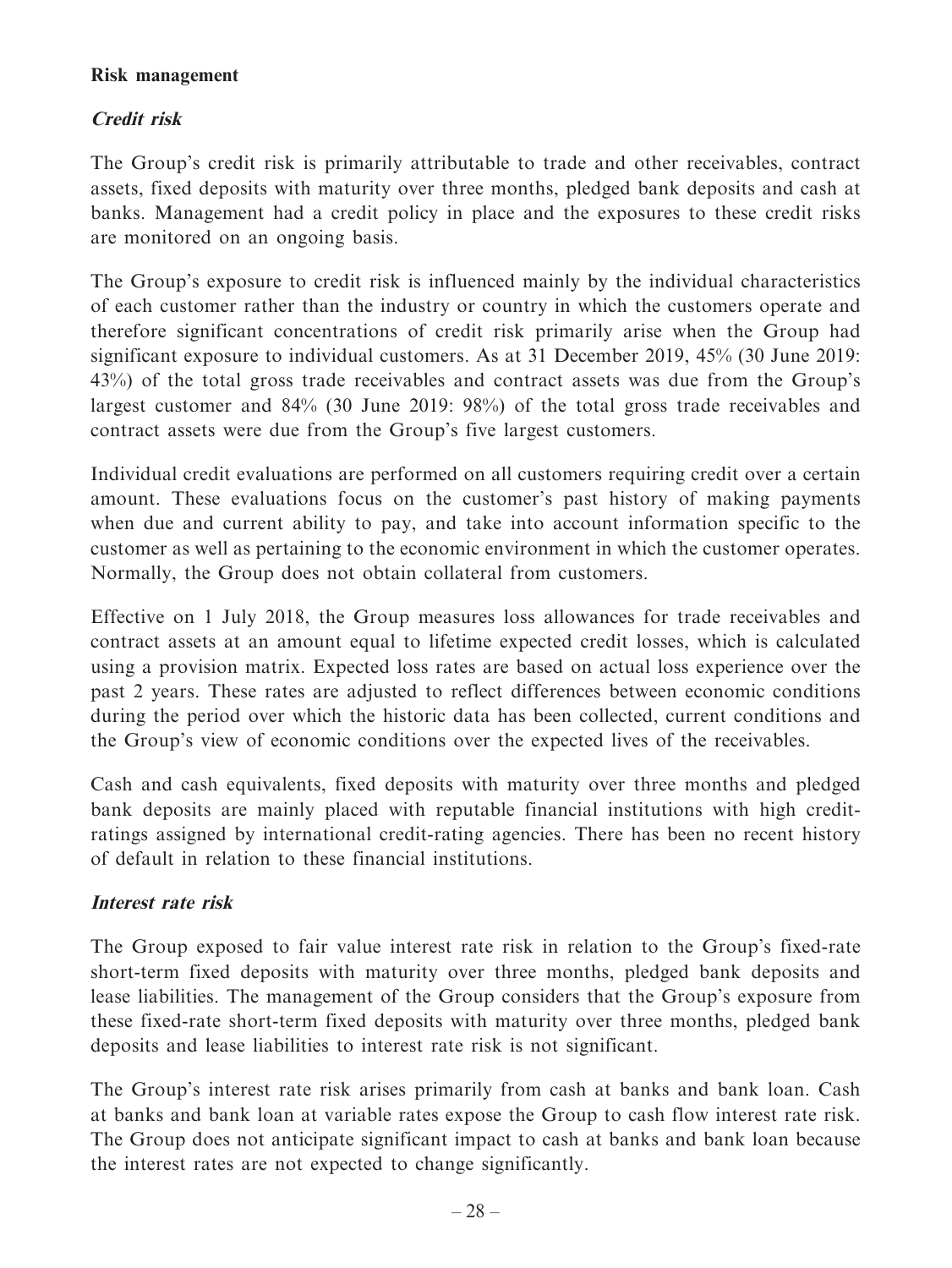**Risk management**

***Credit risk***

The Group's credit risk is primarily attributable to trade and other receivables, contract assets, fixed deposits with maturity over three months, pledged bank deposits and cash at banks. Management had a credit policy in place and the exposures to these credit risks are monitored on an ongoing basis.

The Group's exposure to credit risk is influenced mainly by the individual characteristics of each customer rather than the industry or country in which the customers operate and therefore significant concentrations of credit risk primarily arise when the Group had significant exposure to individual customers. As at 31 December 2019, 45% (30 June 2019: 43%) of the total gross trade receivables and contract assets was due from the Group's largest customer and 84% (30 June 2019: 98%) of the total gross trade receivables and contract assets were due from the Group's five largest customers.

Individual credit evaluations are performed on all customers requiring credit over a certain amount. These evaluations focus on the customer's past history of making payments when due and current ability to pay, and take into account information specific to the customer as well as pertaining to the economic environment in which the customer operates. Normally, the Group does not obtain collateral from customers.

Effective on 1 July 2018, the Group measures loss allowances for trade receivables and contract assets at an amount equal to lifetime expected credit losses, which is calculated using a provision matrix. Expected loss rates are based on actual loss experience over the past 2 years. These rates are adjusted to reflect differences between economic conditions during the period over which the historic data has been collected, current conditions and the Group's view of economic conditions over the expected lives of the receivables.

Cash and cash equivalents, fixed deposits with maturity over three months and pledged bank deposits are mainly placed with reputable financial institutions with high credit-ratings assigned by international credit-rating agencies. There has been no recent history of default in relation to these financial institutions.

***Interest rate risk***

The Group exposed to fair value interest rate risk in relation to the Group's fixed-rate short-term fixed deposits with maturity over three months, pledged bank deposits and lease liabilities. The management of the Group considers that the Group's exposure from these fixed-rate short-term fixed deposits with maturity over three months, pledged bank deposits and lease liabilities to interest rate risk is not significant.

The Group's interest rate risk arises primarily from cash at banks and bank loan. Cash at banks and bank loan at variable rates expose the Group to cash flow interest rate risk. The Group does not anticipate significant impact to cash at banks and bank loan because the interest rates are not expected to change significantly.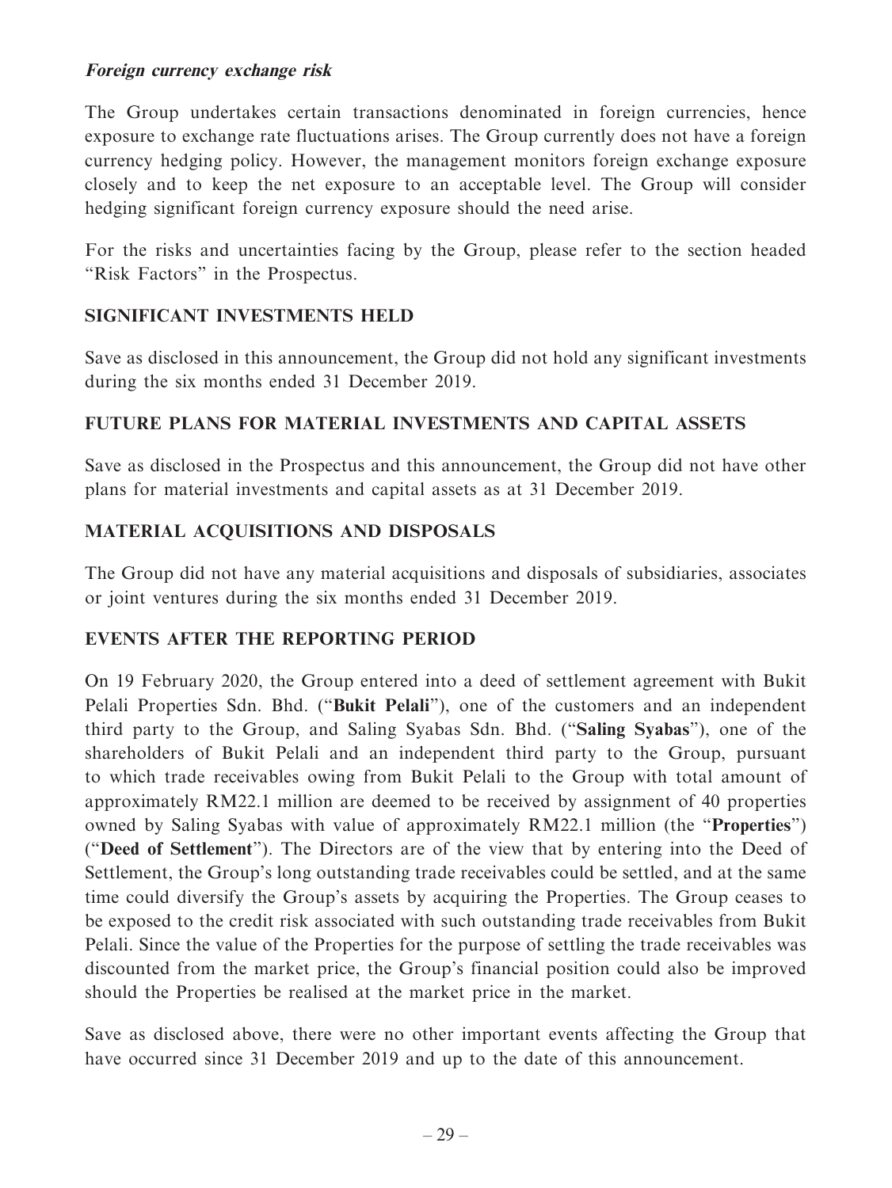***Foreign currency exchange risk***

The Group undertakes certain transactions denominated in foreign currencies, hence exposure to exchange rate fluctuations arises. The Group currently does not have a foreign currency hedging policy. However, the management monitors foreign exchange exposure closely and to keep the net exposure to an acceptable level. The Group will consider hedging significant foreign currency exposure should the need arise.

For the risks and uncertainties facing by the Group, please refer to the section headed "Risk Factors" in the Prospectus.

## SIGNIFICANT INVESTMENTS HELD

Save as disclosed in this announcement, the Group did not hold any significant investments during the six months ended 31 December 2019.

## FUTURE PLANS FOR MATERIAL INVESTMENTS AND CAPITAL ASSETS

Save as disclosed in the Prospectus and this announcement, the Group did not have other plans for material investments and capital assets as at 31 December 2019.

## MATERIAL ACQUISITIONS AND DISPOSALS

The Group did not have any material acquisitions and disposals of subsidiaries, associates or joint ventures during the six months ended 31 December 2019.

## EVENTS AFTER THE REPORTING PERIOD

On 19 February 2020, the Group entered into a deed of settlement agreement with Bukit Pelali Properties Sdn. Bhd. ("**Bukit Pelali**"), one of the customers and an independent third party to the Group, and Saling Syabas Sdn. Bhd. ("**Saling Syabas**"), one of the shareholders of Bukit Pelali and an independent third party to the Group, pursuant to which trade receivables owing from Bukit Pelali to the Group with total amount of approximately RM22.1 million are deemed to be received by assignment of 40 properties owned by Saling Syabas with value of approximately RM22.1 million (the "**Properties**") ("**Deed of Settlement**"). The Directors are of the view that by entering into the Deed of Settlement, the Group's long outstanding trade receivables could be settled, and at the same time could diversify the Group's assets by acquiring the Properties. The Group ceases to be exposed to the credit risk associated with such outstanding trade receivables from Bukit Pelali. Since the value of the Properties for the purpose of settling the trade receivables was discounted from the market price, the Group's financial position could also be improved should the Properties be realised at the market price in the market.

Save as disclosed above, there were no other important events affecting the Group that have occurred since 31 December 2019 and up to the date of this announcement.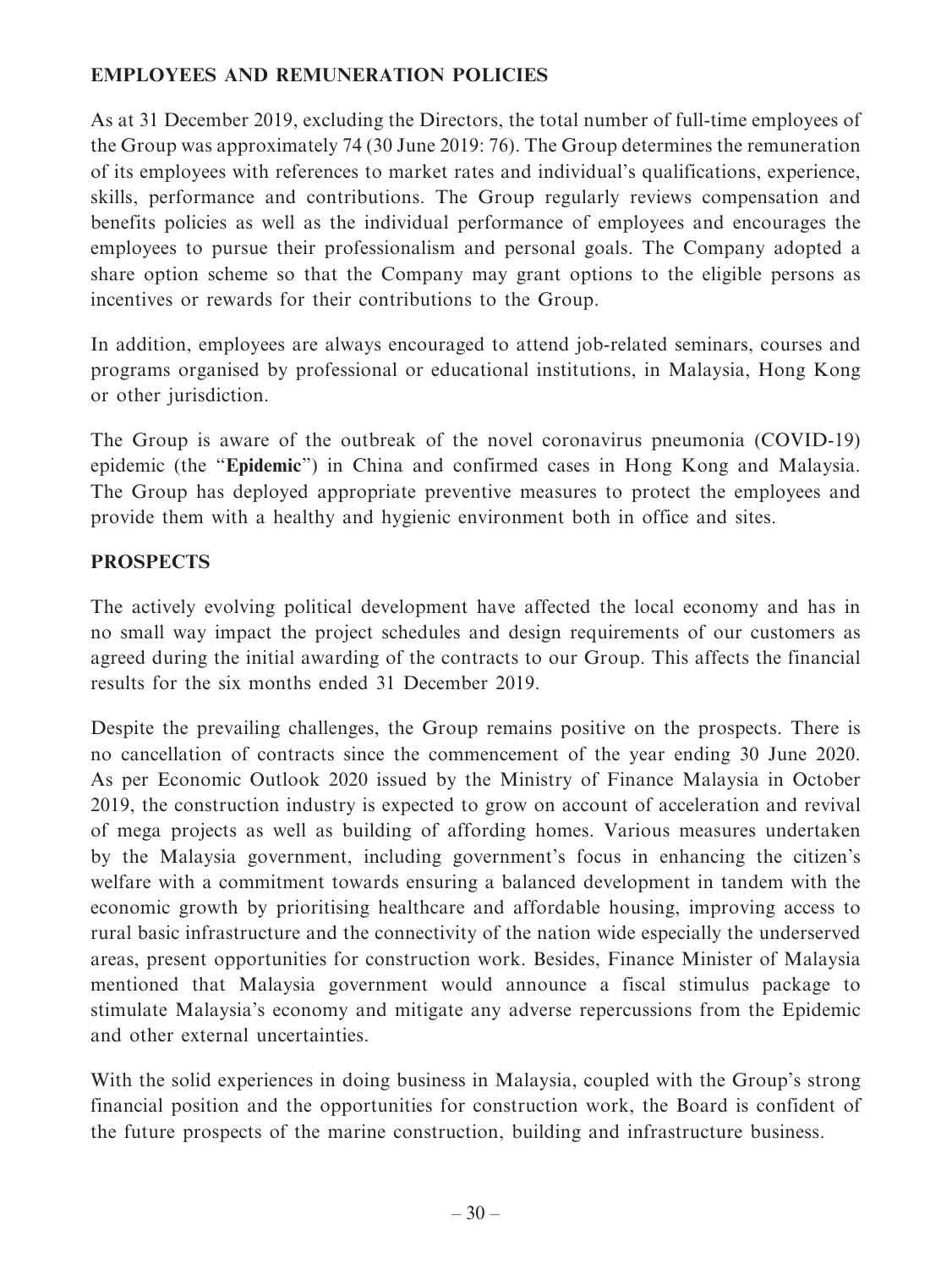## EMPLOYEES AND REMUNERATION POLICIES

As at 31 December 2019, excluding the Directors, the total number of full-time employees of the Group was approximately 74 (30 June 2019: 76). The Group determines the remuneration of its employees with references to market rates and individual's qualifications, experience, skills, performance and contributions. The Group regularly reviews compensation and benefits policies as well as the individual performance of employees and encourages the employees to pursue their professionalism and personal goals. The Company adopted a share option scheme so that the Company may grant options to the eligible persons as incentives or rewards for their contributions to the Group.

In addition, employees are always encouraged to attend job-related seminars, courses and programs organised by professional or educational institutions, in Malaysia, Hong Kong or other jurisdiction.

The Group is aware of the outbreak of the novel coronavirus pneumonia (COVID-19) epidemic (the "**Epidemic**") in China and confirmed cases in Hong Kong and Malaysia. The Group has deployed appropriate preventive measures to protect the employees and provide them with a healthy and hygienic environment both in office and sites.

## PROSPECTS

The actively evolving political development have affected the local economy and has in no small way impact the project schedules and design requirements of our customers as agreed during the initial awarding of the contracts to our Group. This affects the financial results for the six months ended 31 December 2019.

Despite the prevailing challenges, the Group remains positive on the prospects. There is no cancellation of contracts since the commencement of the year ending 30 June 2020. As per Economic Outlook 2020 issued by the Ministry of Finance Malaysia in October 2019, the construction industry is expected to grow on account of acceleration and revival of mega projects as well as building of affording homes. Various measures undertaken by the Malaysia government, including government's focus in enhancing the citizen's welfare with a commitment towards ensuring a balanced development in tandem with the economic growth by prioritising healthcare and affordable housing, improving access to rural basic infrastructure and the connectivity of the nation wide especially the underserved areas, present opportunities for construction work. Besides, Finance Minister of Malaysia mentioned that Malaysia government would announce a fiscal stimulus package to stimulate Malaysia's economy and mitigate any adverse repercussions from the Epidemic and other external uncertainties.

With the solid experiences in doing business in Malaysia, coupled with the Group's strong financial position and the opportunities for construction work, the Board is confident of the future prospects of the marine construction, building and infrastructure business.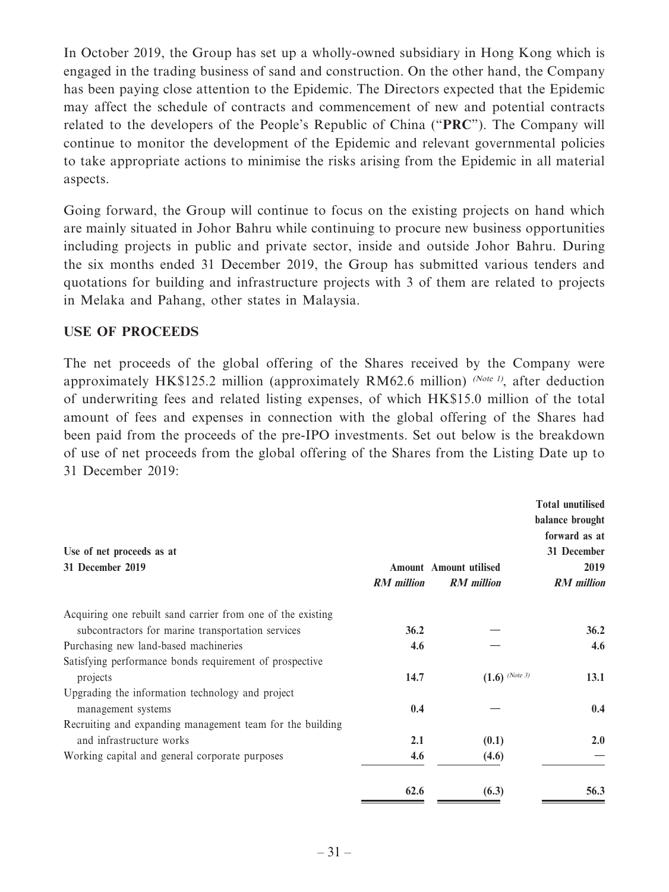In October 2019, the Group has set up a wholly-owned subsidiary in Hong Kong which is engaged in the trading business of sand and construction. On the other hand, the Company has been paying close attention to the Epidemic. The Directors expected that the Epidemic may affect the schedule of contracts and commencement of new and potential contracts related to the developers of the People's Republic of China ("**PRC**"). The Company will continue to monitor the development of the Epidemic and relevant governmental policies to take appropriate actions to minimise the risks arising from the Epidemic in all material aspects.

Going forward, the Group will continue to focus on the existing projects on hand which are mainly situated in Johor Bahru while continuing to procure new business opportunities including projects in public and private sector, inside and outside Johor Bahru. During the six months ended 31 December 2019, the Group has submitted various tenders and quotations for building and infrastructure projects with 3 of them are related to projects in Melaka and Pahang, other states in Malaysia.

## USE OF PROCEEDS

The net proceeds of the global offering of the Shares received by the Company were approximately HK$125.2 million (approximately RM62.6 million) *(Note 1)*, after deduction of underwriting fees and related listing expenses, of which HK$15.0 million of the total amount of fees and expenses in connection with the global offering of the Shares had been paid from the proceeds of the pre-IPO investments. Set out below is the breakdown of use of net proceeds from the global offering of the Shares from the Listing Date up to 31 December 2019:

| Use of net proceeds as at 31 December 2019 | Amount | Amount utilised | Total unutilised balance brought forward as at 31 December 2019 |
|---|---|---|---|
| | *RM million* | *RM million* | *RM million* |
| Acquiring one rebuilt sand carrier from one of the existing subcontractors for marine transportation services | **36.2** | — | **36.2** |
| Purchasing new land-based machineries | **4.6** | — | **4.6** |
| Satisfying performance bonds requirement of prospective projects | **14.7** | **(1.6)** *(Note 3)* | **13.1** |
| Upgrading the information technology and project management systems | **0.4** | — | **0.4** |
| Recruiting and expanding management team for the building and infrastructure works | **2.1** | **(0.1)** | **2.0** |
| Working capital and general corporate purposes | **4.6** | **(4.6)** | — |
| | **62.6** | **(6.3)** | **56.3** |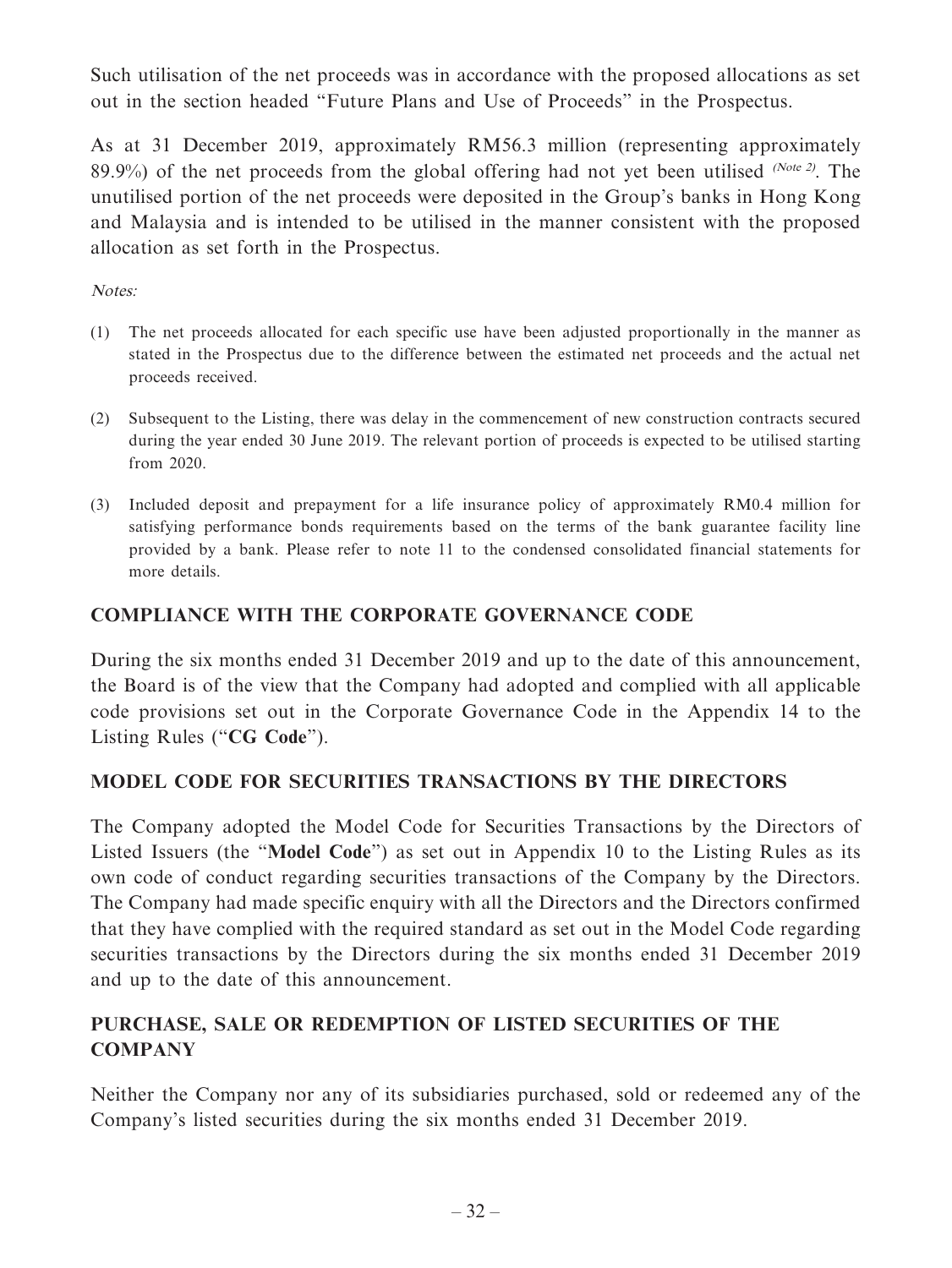Such utilisation of the net proceeds was in accordance with the proposed allocations as set out in the section headed "Future Plans and Use of Proceeds" in the Prospectus.

As at 31 December 2019, approximately RM56.3 million (representing approximately 89.9%) of the net proceeds from the global offering had not yet been utilised *(Note 2)*. The unutilised portion of the net proceeds were deposited in the Group's banks in Hong Kong and Malaysia and is intended to be utilised in the manner consistent with the proposed allocation as set forth in the Prospectus.

*Notes:*

(1) The net proceeds allocated for each specific use have been adjusted proportionally in the manner as stated in the Prospectus due to the difference between the estimated net proceeds and the actual net proceeds received.

(2) Subsequent to the Listing, there was delay in the commencement of new construction contracts secured during the year ended 30 June 2019. The relevant portion of proceeds is expected to be utilised starting from 2020.

(3) Included deposit and prepayment for a life insurance policy of approximately RM0.4 million for satisfying performance bonds requirements based on the terms of the bank guarantee facility line provided by a bank. Please refer to note 11 to the condensed consolidated financial statements for more details.

## COMPLIANCE WITH THE CORPORATE GOVERNANCE CODE

During the six months ended 31 December 2019 and up to the date of this announcement, the Board is of the view that the Company had adopted and complied with all applicable code provisions set out in the Corporate Governance Code in the Appendix 14 to the Listing Rules ("**CG Code**").

## MODEL CODE FOR SECURITIES TRANSACTIONS BY THE DIRECTORS

The Company adopted the Model Code for Securities Transactions by the Directors of Listed Issuers (the "**Model Code**") as set out in Appendix 10 to the Listing Rules as its own code of conduct regarding securities transactions of the Company by the Directors. The Company had made specific enquiry with all the Directors and the Directors confirmed that they have complied with the required standard as set out in the Model Code regarding securities transactions by the Directors during the six months ended 31 December 2019 and up to the date of this announcement.

## PURCHASE, SALE OR REDEMPTION OF LISTED SECURITIES OF THE COMPANY

Neither the Company nor any of its subsidiaries purchased, sold or redeemed any of the Company's listed securities during the six months ended 31 December 2019.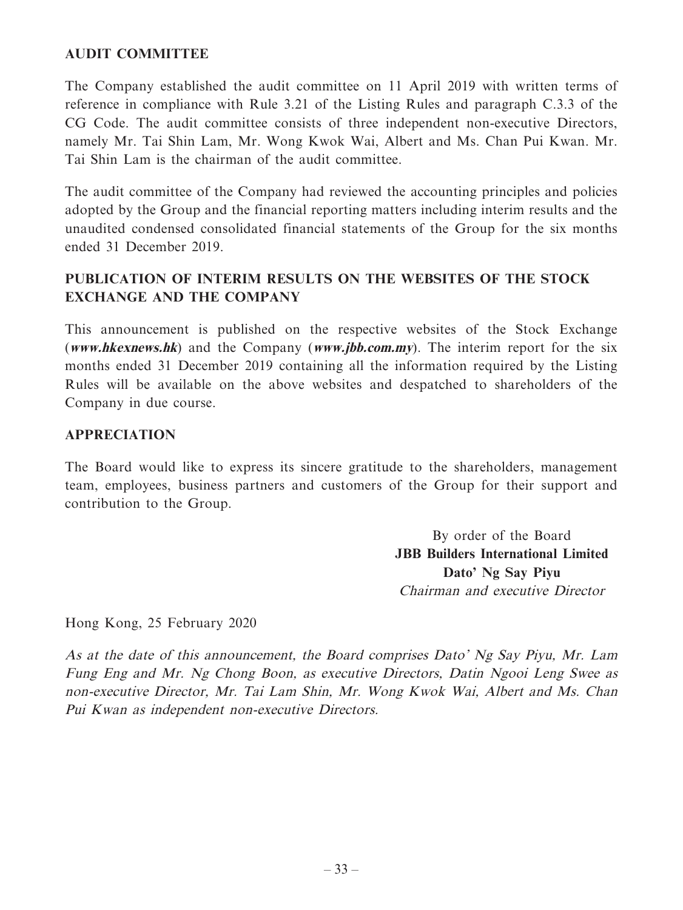## AUDIT COMMITTEE

The Company established the audit committee on 11 April 2019 with written terms of reference in compliance with Rule 3.21 of the Listing Rules and paragraph C.3.3 of the CG Code. The audit committee consists of three independent non-executive Directors, namely Mr. Tai Shin Lam, Mr. Wong Kwok Wai, Albert and Ms. Chan Pui Kwan. Mr. Tai Shin Lam is the chairman of the audit committee.

The audit committee of the Company had reviewed the accounting principles and policies adopted by the Group and the financial reporting matters including interim results and the unaudited condensed consolidated financial statements of the Group for the six months ended 31 December 2019.

## PUBLICATION OF INTERIM RESULTS ON THE WEBSITES OF THE STOCK EXCHANGE AND THE COMPANY

This announcement is published on the respective websites of the Stock Exchange (***www.hkexnews.hk***) and the Company (***www.jbb.com.my***). The interim report for the six months ended 31 December 2019 containing all the information required by the Listing Rules will be available on the above websites and despatched to shareholders of the Company in due course.

## APPRECIATION

The Board would like to express its sincere gratitude to the shareholders, management team, employees, business partners and customers of the Group for their support and contribution to the Group.

By order of the Board
**JBB Builders International Limited**
**Dato' Ng Say Piyu**
*Chairman and executive Director*

Hong Kong, 25 February 2020

*As at the date of this announcement, the Board comprises Dato' Ng Say Piyu, Mr. Lam Fung Eng and Mr. Ng Chong Boon, as executive Directors, Datin Ngooi Leng Swee as non-executive Director, Mr. Tai Lam Shin, Mr. Wong Kwok Wai, Albert and Ms. Chan Pui Kwan as independent non-executive Directors.*